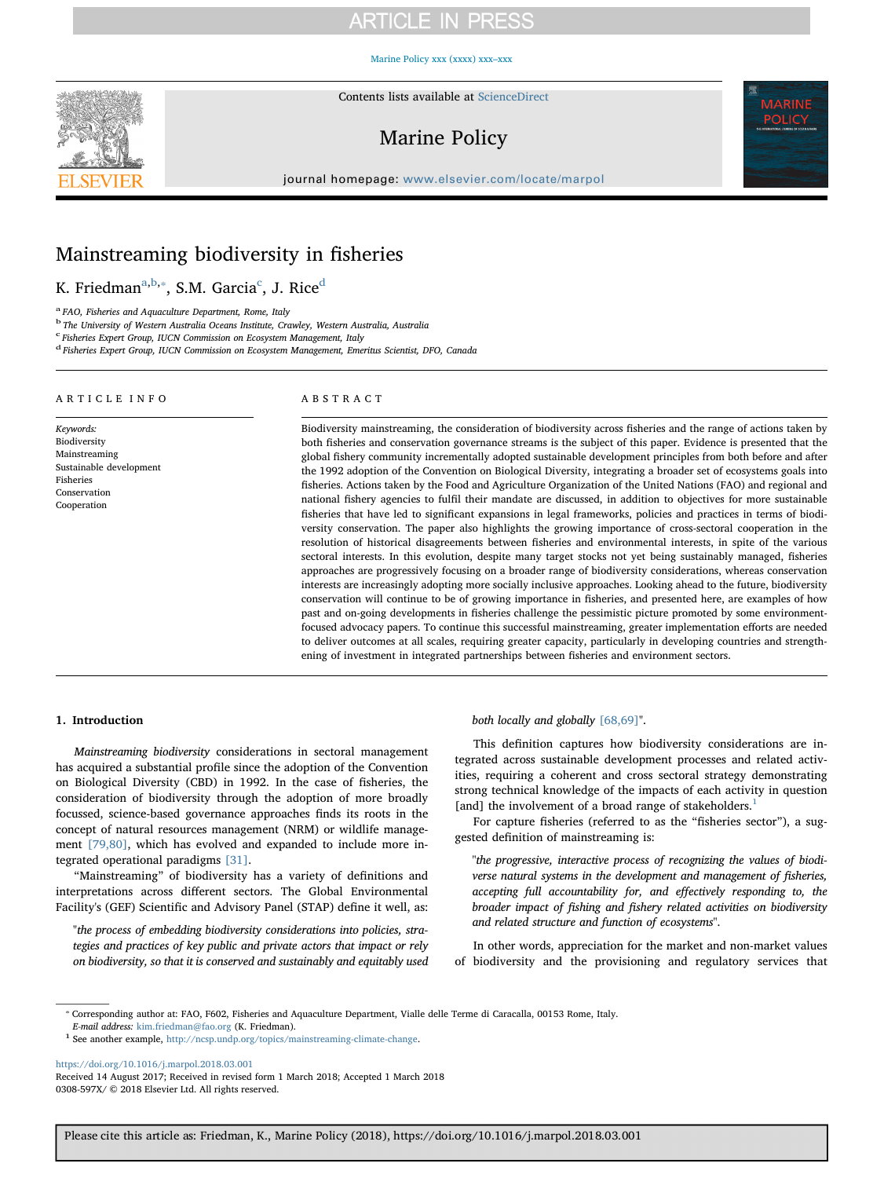# Mainstreaming biodiversity in fisheries

K. Friedman[a,b,*], S.M. Garcia[c], J. Rice[d]

[a] FAO, Fisheries and Aquaculture Department, Rome, Italy
[b] The University of Western Australia Oceans Institute, Crawley, Western Australia, Australia
[c] Fisheries Expert Group, IUCN Commission on Ecosystem Management, Italy
[d] Fisheries Expert Group, IUCN Commission on Ecosystem Management, Emeritus Scientist, DFO, Canada

## ARTICLE INFO

*Keywords:*
Biodiversity
Mainstreaming
Sustainable development
Fisheries
Conservation
Cooperation

## ABSTRACT

Biodiversity mainstreaming, the consideration of biodiversity across fisheries and the range of actions taken by both fisheries and conservation governance streams is the subject of this paper. Evidence is presented that the global fishery community incrementally adopted sustainable development principles from both before and after the 1992 adoption of the Convention on Biological Diversity, integrating a broader set of ecosystems goals into fisheries. Actions taken by the Food and Agriculture Organization of the United Nations (FAO) and regional and national fishery agencies to fulfil their mandate are discussed, in addition to objectives for more sustainable fisheries that have led to significant expansions in legal frameworks, policies and practices in terms of biodiversity conservation. The paper also highlights the growing importance of cross-sectoral cooperation in the resolution of historical disagreements between fisheries and environmental interests, in spite of the various sectoral interests. In this evolution, despite many target stocks not yet being sustainably managed, fisheries approaches are progressively focusing on a broader range of biodiversity considerations, whereas conservation interests are increasingly adopting more socially inclusive approaches. Looking ahead to the future, biodiversity conservation will continue to be of growing importance in fisheries, and presented here, are examples of how past and on-going developments in fisheries challenge the pessimistic picture promoted by some environment-focused advocacy papers. To continue this successful mainstreaming, greater implementation efforts are needed to deliver outcomes at all scales, requiring greater capacity, particularly in developing countries and strengthening of investment in integrated partnerships between fisheries and environment sectors.

## 1. Introduction

*Mainstreaming biodiversity* considerations in sectoral management has acquired a substantial profile since the adoption of the Convention on Biological Diversity (CBD) in 1992. In the case of fisheries, the consideration of biodiversity through the adoption of more broadly focussed, science-based governance approaches finds its roots in the concept of natural resources management (NRM) or wildlife management [79,80], which has evolved and expanded to include more integrated operational paradigms [31].

"Mainstreaming" of biodiversity has a variety of definitions and interpretations across different sectors. The Global Environmental Facility's (GEF) Scientific and Advisory Panel (STAP) define it well, as:

> "*the process of embedding biodiversity considerations into policies, strategies and practices of key public and private actors that impact or rely on biodiversity, so that it is conserved and sustainably and equitably used both locally and globally* [68,69]".

This definition captures how biodiversity considerations are integrated across sustainable development processes and related activities, requiring a coherent and cross sectoral strategy demonstrating strong technical knowledge of the impacts of each activity in question [and] the involvement of a broad range of stakeholders.[1]

For capture fisheries (referred to as the "fisheries sector"), a suggested definition of mainstreaming is:

> "*the progressive, interactive process of recognizing the values of biodiverse natural systems in the development and management of fisheries, accepting full accountability for, and effectively responding to, the broader impact of fishing and fishery related activities on biodiversity and related structure and function of ecosystems*".

In other words, appreciation for the market and non-market values of biodiversity and the provisioning and regulatory services that

\* Corresponding author at: FAO, F602, Fisheries and Aquaculture Department, Vialle delle Terme di Caracalla, 00153 Rome, Italy.
*E-mail address:* kim.friedman@fao.org (K. Friedman).
[1] See another example, http://ncsp.undp.org/topics/mainstreaming-climate-change.

https://doi.org/10.1016/j.marpol.2018.03.001
Received 14 August 2017; Received in revised form 1 March 2018; Accepted 1 March 2018
0308-597X/ © 2018 Elsevier Ltd. All rights reserved.

Please cite this article as: Friedman, K., Marine Policy (2018), https://doi.org/10.1016/j.marpol.2018.03.001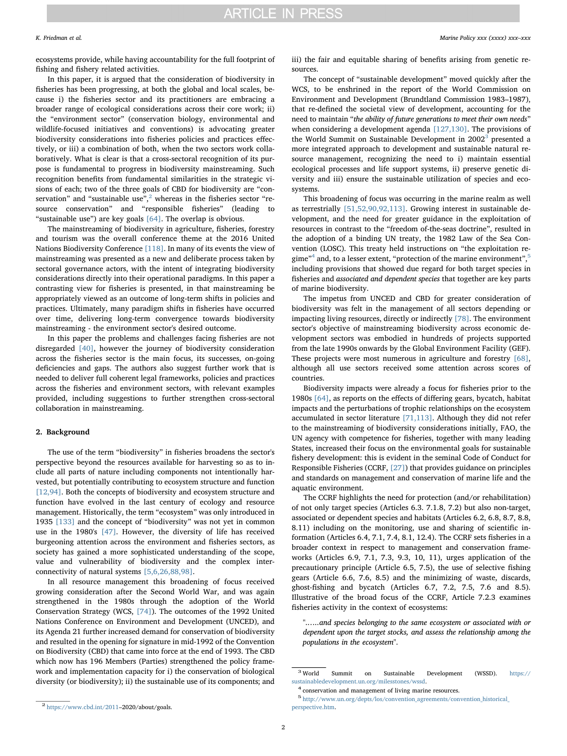ecosystems provide, while having accountability for the full footprint of fishing and fishery related activities.

In this paper, it is argued that the consideration of biodiversity in fisheries has been progressing, at both the global and local scales, because i) the fisheries sector and its practitioners are embracing a broader range of ecological considerations across their core work; ii) the "environment sector" (conservation biology, environmental and wildlife-focused initiatives and conventions) is advocating greater biodiversity considerations into fisheries policies and practices effectively, or iii) a combination of both, when the two sectors work collaboratively. What is clear is that a cross-sectoral recognition of its purpose is fundamental to progress in biodiversity mainstreaming. Such recognition benefits from fundamental similarities in the strategic visions of each; two of the three goals of CBD for biodiversity are "conservation" and "sustainable use",[2] whereas in the fisheries sector "resource conservation" and "responsible fisheries" (leading to "sustainable use") are key goals [64]. The overlap is obvious.

The mainstreaming of biodiversity in agriculture, fisheries, forestry and tourism was the overall conference theme at the 2016 United Nations Biodiversity Conference [118]. In many of its events the view of mainstreaming was presented as a new and deliberate process taken by sectoral governance actors, with the intent of integrating biodiversity considerations directly into their operational paradigms. In this paper a contrasting view for fisheries is presented, in that mainstreaming be appropriately viewed as an outcome of long-term shifts in policies and practices. Ultimately, many paradigm shifts in fisheries have occurred over time, delivering long-term convergence towards biodiversity mainstreaming - the environment sector's desired outcome.

In this paper the problems and challenges facing fisheries are not disregarded [40], however the journey of biodiversity consideration across the fisheries sector is the main focus, its successes, on-going deficiencies and gaps. The authors also suggest further work that is needed to deliver full coherent legal frameworks, policies and practices across the fisheries and environment sectors, with relevant examples provided, including suggestions to further strengthen cross-sectoral collaboration in mainstreaming.

## 2. Background

The use of the term "biodiversity" in fisheries broadens the sector's perspective beyond the resources available for harvesting so as to include all parts of nature including components not intentionally harvested, but potentially contributing to ecosystem structure and function [12,94]. Both the concepts of biodiversity and ecosystem structure and function have evolved in the last century of ecology and resource management. Historically, the term "ecosystem" was only introduced in 1935 [133] and the concept of "biodiversity" was not yet in common use in the 1980's [47]. However, the diversity of life has received burgeoning attention across the environment and fisheries sectors, as society has gained a more sophisticated understanding of the scope, value and vulnerability of biodiversity and the complex interconnectivity of natural systems [5,6,26,88,98].

In all resource management this broadening of focus received growing consideration after the Second World War, and was again strengthened in the 1980s through the adoption of the World Conservation Strategy (WCS, [74]). The outcomes of the 1992 United Nations Conference on Environment and Development (UNCED), and its Agenda 21 further increased demand for conservation of biodiversity and resulted in the opening for signature in mid-1992 of the Convention on Biodiversity (CBD) that came into force at the end of 1993. The CBD which now has 196 Members (Parties) strengthened the policy framework and implementation capacity for i) the conservation of biological diversity (or biodiversity); ii) the sustainable use of its components; and iii) the fair and equitable sharing of benefits arising from genetic resources.

The concept of "sustainable development" moved quickly after the WCS, to be enshrined in the report of the World Commission on Environment and Development (Brundtland Commission 1983–1987), that re-defined the societal view of development, accounting for the need to maintain "*the ability of future generations to meet their own needs*" when considering a development agenda [127,130]. The provisions of the World Summit on Sustainable Development in 2002[3] presented a more integrated approach to development and sustainable natural resource management, recognizing the need to i) maintain essential ecological processes and life support systems, ii) preserve genetic diversity and iii) ensure the sustainable utilization of species and ecosystems.

This broadening of focus was occurring in the marine realm as well as terrestrially [51,52,90,92,113]. Growing interest in sustainable development, and the need for greater guidance in the exploitation of resources in contrast to the "freedom of-the-seas doctrine", resulted in the adoption of a binding UN treaty, the 1982 Law of the Sea Convention (LOSC). This treaty held instructions on "the exploitation regime"[4] and, to a lesser extent, "protection of the marine environment",[5] including provisions that showed due regard for both target species in fisheries and *associated and dependent species* that together are key parts of marine biodiversity.

The impetus from UNCED and CBD for greater consideration of biodiversity was felt in the management of all sectors depending or impacting living resources, directly or indirectly [78]. The environment sector's objective of mainstreaming biodiversity across economic development sectors was embodied in hundreds of projects supported from the late 1990s onwards by the Global Environment Facility (GEF). These projects were most numerous in agriculture and forestry [68], although all use sectors received some attention across scores of countries.

Biodiversity impacts were already a focus for fisheries prior to the 1980s [64], as reports on the effects of differing gears, bycatch, habitat impacts and the perturbations of trophic relationships on the ecosystem accumulated in sector literature [71,113]. Although they did not refer to the mainstreaming of biodiversity considerations initially, FAO, the UN agency with competence for fisheries, together with many leading States, increased their focus on the environmental goals for sustainable fishery development: this is evident in the seminal Code of Conduct for Responsible Fisheries (CCRF, [27]) that provides guidance on principles and standards on management and conservation of marine life and the aquatic environment.

The CCRF highlights the need for protection (and/or rehabilitation) of not only target species (Articles 6.3. 7.1.8, 7.2) but also non-target, associated or dependent species and habitats (Articles 6.2, 6.8, 8.7, 8.8, 8.11) including on the monitoring, use and sharing of scientific information (Articles 6.4, 7.1, 7.4, 8.1, 12.4). The CCRF sets fisheries in a broader context in respect to management and conservation frameworks (Articles 6.9, 7.1, 7.3, 9.3, 10, 11), urges application of the precautionary principle (Article 6.5, 7.5), the use of selective fishing gears (Article 6.6, 7.6, 8.5) and the minimizing of waste, discards, ghost-fishing and bycatch (Articles 6.7, 7.2, 7.5, 7.6 and 8.5). Illustrative of the broad focus of the CCRF, Article 7.2.3 examines fisheries activity in the context of ecosystems:

> "*……and species belonging to the same ecosystem or associated with or dependent upon the target stocks, and assess the relationship among the populations in the ecosystem*".

---

[2] https://www.cbd.int/2011–2020/about/goals.

[3] World Summit on Sustainable Development (WSSD). https://sustainabledevelopment.un.org/milestones/wssd.

[4] conservation and management of living marine resources.

[5] http://www.un.org/depts/los/convention_agreements/convention_historical_perspective.htm.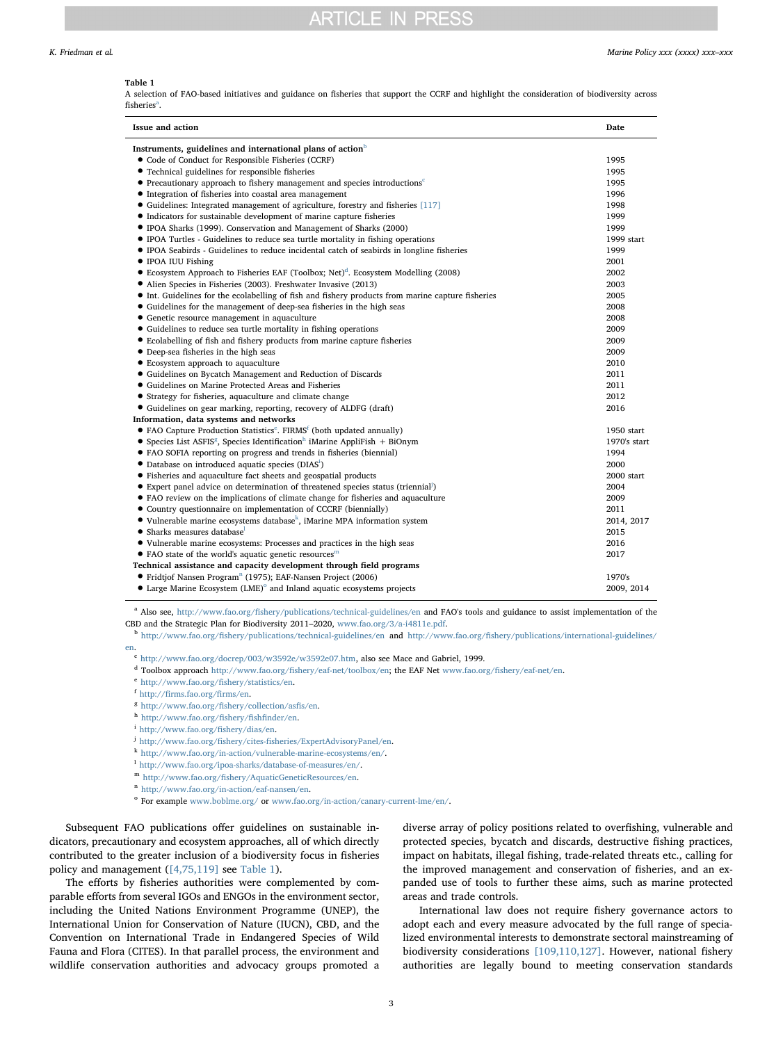**Table 1**
A selection of FAO-based initiatives and guidance on fisheries that support the CCRF and highlight the consideration of biodiversity across fisheries[a].

| Issue and action | Date |
|---|---|
| **Instruments, guidelines and international plans of action**[b] | |
| ● Code of Conduct for Responsible Fisheries (CCRF) | 1995 |
| ● Technical guidelines for responsible fisheries | 1995 |
| ● Precautionary approach to fishery management and species introductions[c] | 1995 |
| ● Integration of fisheries into coastal area management | 1996 |
| ● Guidelines: Integrated management of agriculture, forestry and fisheries [117] | 1998 |
| ● Indicators for sustainable development of marine capture fisheries | 1999 |
| ● IPOA Sharks (1999). Conservation and Management of Sharks (2000) | 1999 |
| ● IPOA Turtles - Guidelines to reduce sea turtle mortality in fishing operations | 1999 start |
| ● IPOA Seabirds - Guidelines to reduce incidental catch of seabirds in longline fisheries | 1999 |
| ● IPOA IUU Fishing | 2001 |
| ● Ecosystem Approach to Fisheries EAF (Toolbox; Net)[d]. Ecosystem Modelling (2008) | 2002 |
| ● Alien Species in Fisheries (2003). Freshwater Invasive (2013) | 2003 |
| ● Int. Guidelines for the ecolabelling of fish and fishery products from marine capture fisheries | 2005 |
| ● Guidelines for the management of deep-sea fisheries in the high seas | 2008 |
| ● Genetic resource management in aquaculture | 2008 |
| ● Guidelines to reduce sea turtle mortality in fishing operations | 2009 |
| ● Ecolabelling of fish and fishery products from marine capture fisheries | 2009 |
| ● Deep-sea fisheries in the high seas | 2009 |
| ● Ecosystem approach to aquaculture | 2010 |
| ● Guidelines on Bycatch Management and Reduction of Discards | 2011 |
| ● Guidelines on Marine Protected Areas and Fisheries | 2011 |
| ● Strategy for fisheries, aquaculture and climate change | 2012 |
| ● Guidelines on gear marking, reporting, recovery of ALDFG (draft) | 2016 |
| **Information, data systems and networks** | |
| ● FAO Capture Production Statistics[e]. FIRMS[f] (both updated annually) | 1950 start |
| ● Species List ASFIS[g], Species Identification[h] iMarine AppliFish + BiOnym | 1970's start |
| ● FAO SOFIA reporting on progress and trends in fisheries (biennial) | 1994 |
| ● Database on introduced aquatic species (DIAS[i]) | 2000 |
| ● Fisheries and aquaculture fact sheets and geospatial products | 2000 start |
| ● Expert panel advice on determination of threatened species status (triennial[j]) | 2004 |
| ● FAO review on the implications of climate change for fisheries and aquaculture | 2009 |
| ● Country questionnaire on implementation of CCCRF (biennially) | 2011 |
| ● Vulnerable marine ecosystems database[k], iMarine MPA information system | 2014, 2017 |
| ● Sharks measures database[l] | 2015 |
| ● Vulnerable marine ecosystems: Processes and practices in the high seas | 2016 |
| ● FAO state of the world's aquatic genetic resources[m] | 2017 |
| **Technical assistance and capacity development through field programs** | |
| ● Fridtjof Nansen Program[n] (1975); EAF-Nansen Project (2006) | 1970's |
| ● Large Marine Ecosystem (LME)[o] and Inland aquatic ecosystems projects | 2009, 2014 |

[a] Also see, http://www.fao.org/fishery/publications/technical-guidelines/en and FAO's tools and guidance to assist implementation of the CBD and the Strategic Plan for Biodiversity 2011–2020, www.fao.org/3/a-i4811e.pdf.
[b] http://www.fao.org/fishery/publications/technical-guidelines/en and http://www.fao.org/fishery/publications/international-guidelines/en.
[c] http://www.fao.org/docrep/003/w3592e/w3592e07.htm, also see Mace and Gabriel, 1999.
[d] Toolbox approach http://www.fao.org/fishery/eaf-net/toolbox/en; the EAF Net www.fao.org/fishery/eaf-net/en.
[e] http://www.fao.org/fishery/statistics/en.
[f] http://firms.fao.org/firms/en.
[g] http://www.fao.org/fishery/collection/asfis/en.
[h] http://www.fao.org/fishery/fishfinder/en.
[i] http://www.fao.org/fishery/dias/en.
[j] http://www.fao.org/fishery/cites-fisheries/ExpertAdvisoryPanel/en.
[k] http://www.fao.org/in-action/vulnerable-marine-ecosystems/en/.
[l] http://www.fao.org/ipoa-sharks/database-of-measures/en/.
[m] http://www.fao.org/fishery/AquaticGeneticResources/en.
[n] http://www.fao.org/in-action/eaf-nansen/en.
[o] For example www.boblme.org/ or www.fao.org/in-action/canary-current-lme/en/.

Subsequent FAO publications offer guidelines on sustainable indicators, precautionary and ecosystem approaches, all of which directly contributed to the greater inclusion of a biodiversity focus in fisheries policy and management ([4,75,119] see Table 1).

The efforts by fisheries authorities were complemented by comparable efforts from several IGOs and ENGOs in the environment sector, including the United Nations Environment Programme (UNEP), the International Union for Conservation of Nature (IUCN), CBD, and the Convention on International Trade in Endangered Species of Wild Fauna and Flora (CITES). In that parallel process, the environment and wildlife conservation authorities and advocacy groups promoted a diverse array of policy positions related to overfishing, vulnerable and protected species, bycatch and discards, destructive fishing practices, impact on habitats, illegal fishing, trade-related threats etc., calling for the improved management and conservation of fisheries, and an expanded use of tools to further these aims, such as marine protected areas and trade controls.

International law does not require fishery governance actors to adopt each and every measure advocated by the full range of specialized environmental interests to demonstrate sectoral mainstreaming of biodiversity considerations [109,110,127]. However, national fishery authorities are legally bound to meeting conservation standards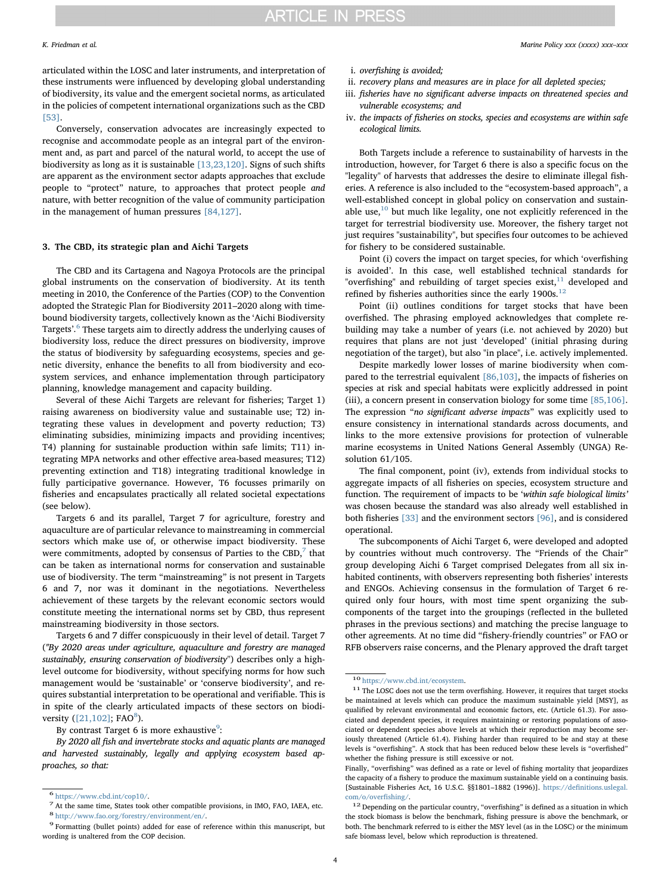articulated within the LOSC and later instruments, and interpretation of these instruments were influenced by developing global understanding of biodiversity, its value and the emergent societal norms, as articulated in the policies of competent international organizations such as the CBD [53].

Conversely, conservation advocates are increasingly expected to recognise and accommodate people as an integral part of the environment and, as part and parcel of the natural world, to accept the use of biodiversity as long as it is sustainable [13,23,120]. Signs of such shifts are apparent as the environment sector adapts approaches that exclude people to "protect" nature, to approaches that protect people *and* nature, with better recognition of the value of community participation in the management of human pressures [84,127].

## 3. The CBD, its strategic plan and Aichi Targets

The CBD and its Cartagena and Nagoya Protocols are the principal global instruments on the conservation of biodiversity. At its tenth meeting in 2010, the Conference of the Parties (COP) to the Convention adopted the Strategic Plan for Biodiversity 2011–2020 along with time-bound biodiversity targets, collectively known as the 'Aichi Biodiversity Targets'.[6] These targets aim to directly address the underlying causes of biodiversity loss, reduce the direct pressures on biodiversity, improve the status of biodiversity by safeguarding ecosystems, species and genetic diversity, enhance the benefits to all from biodiversity and ecosystem services, and enhance implementation through participatory planning, knowledge management and capacity building.

Several of these Aichi Targets are relevant for fisheries; Target 1) raising awareness on biodiversity value and sustainable use; T2) integrating these values in development and poverty reduction; T3) eliminating subsidies, minimizing impacts and providing incentives; T4) planning for sustainable production within safe limits; T11) integrating MPA networks and other effective area-based measures; T12) preventing extinction and T18) integrating traditional knowledge in fully participative governance. However, T6 focusses primarily on fisheries and encapsulates practically all related societal expectations (see below).

Targets 6 and its parallel, Target 7 for agriculture, forestry and aquaculture are of particular relevance to mainstreaming in commercial sectors which make use of, or otherwise impact biodiversity. These were commitments, adopted by consensus of Parties to the CBD,[7] that can be taken as international norms for conservation and sustainable use of biodiversity. The term "mainstreaming" is not present in Targets 6 and 7, nor was it dominant in the negotiations. Nevertheless achievement of these targets by the relevant economic sectors would constitute meeting the international norms set by CBD, thus represent mainstreaming biodiversity in those sectors.

Targets 6 and 7 differ conspicuously in their level of detail. Target 7 (*"By 2020 areas under agriculture, aquaculture and forestry are managed sustainably, ensuring conservation of biodiversity"*) describes only a high-level outcome for biodiversity, without specifying norms for how such management would be 'sustainable' or 'conserve biodiversity', and requires substantial interpretation to be operational and verifiable. This is in spite of the clearly articulated impacts of these sectors on biodiversity ([21,102]; FAO[8]).

By contrast Target 6 is more exhaustive[9]:

*By 2020 all fish and invertebrate stocks and aquatic plants are managed and harvested sustainably, legally and applying ecosystem based approaches, so that:*

i. *overfishing is avoided;*
ii. *recovery plans and measures are in place for all depleted species;*
iii. *fisheries have no significant adverse impacts on threatened species and vulnerable ecosystems; and*
iv. *the impacts of fisheries on stocks, species and ecosystems are within safe ecological limits.*

Both Targets include a reference to sustainability of harvests in the introduction, however, for Target 6 there is also a specific focus on the "legality" of harvests that addresses the desire to eliminate illegal fisheries. A reference is also included to the "ecosystem-based approach", a well-established concept in global policy on conservation and sustainable use,[10] but much like legality, one not explicitly referenced in the target for terrestrial biodiversity use. Moreover, the fishery target not just requires "sustainability", but specifies four outcomes to be achieved for fishery to be considered sustainable.

Point (i) covers the impact on target species, for which 'overfishing is avoided'. In this case, well established technical standards for "overfishing" and rebuilding of target species exist,[11] developed and refined by fisheries authorities since the early 1900s.[12]

Point (ii) outlines conditions for target stocks that have been overfished. The phrasing employed acknowledges that complete rebuilding may take a number of years (i.e. not achieved by 2020) but requires that plans are not just 'developed' (initial phrasing during negotiation of the target), but also "in place", i.e. actively implemented.

Despite markedly lower losses of marine biodiversity when compared to the terrestrial equivalent [86,103], the impacts of fisheries on species at risk and special habitats were explicitly addressed in point (iii), a concern present in conservation biology for some time [85,106]. The expression "*no significant adverse impacts*" was explicitly used to ensure consistency in international standards across documents, and links to the more extensive provisions for protection of vulnerable marine ecosystems in United Nations General Assembly (UNGA) Resolution 61/105.

The final component, point (iv), extends from individual stocks to aggregate impacts of all fisheries on species, ecosystem structure and function. The requirement of impacts to be '*within safe biological limits'* was chosen because the standard was also already well established in both fisheries [33] and the environment sectors [96], and is considered operational.

The subcomponents of Aichi Target 6, were developed and adopted by countries without much controversy. The "Friends of the Chair" group developing Aichi 6 Target comprised Delegates from all six inhabited continents, with observers representing both fisheries' interests and ENGOs. Achieving consensus in the formulation of Target 6 required only four hours, with most time spent organizing the subcomponents of the target into the groupings (reflected in the bulleted phrases in the previous sections) and matching the precise language to other agreements. At no time did "fishery-friendly countries" or FAO or RFB observers raise concerns, and the Plenary approved the draft target

---

[6] https://www.cbd.int/cop10/.

[7] At the same time, States took other compatible provisions, in IMO, FAO, IAEA, etc.

[8] http://www.fao.org/forestry/environment/en/.

[9] Formatting (bullet points) added for ease of reference within this manuscript, but wording is unaltered from the COP decision.

[10] https://www.cbd.int/ecosystem.

[11] The LOSC does not use the term overfishing. However, it requires that target stocks be maintained at levels which can produce the maximum sustainable yield [MSY], as qualified by relevant environmental and economic factors, etc. (Article 61.3). For associated and dependent species, it requires maintaining or restoring populations of associated or dependent species above levels at which their reproduction may become seriously threatened (Article 61.4). Fishing harder than required to be and stay at these levels is "overfishing". A stock that has been reduced below these levels is "overfished" whether the fishing pressure is still excessive or not.
Finally, "overfishing" was defined as a rate or level of fishing mortality that jeopardizes the capacity of a fishery to produce the maximum sustainable yield on a continuing basis. [Sustainable Fisheries Act, 16 U.S.C. §§1801–1882 (1996)]. https://definitions.uslegal.com/o/overfishing/.

[12] Depending on the particular country, "overfishing" is defined as a situation in which the stock biomass is below the benchmark, fishing pressure is above the benchmark, or both. The benchmark referred to is either the MSY level (as in the LOSC) or the minimum safe biomass level, below which reproduction is threatened.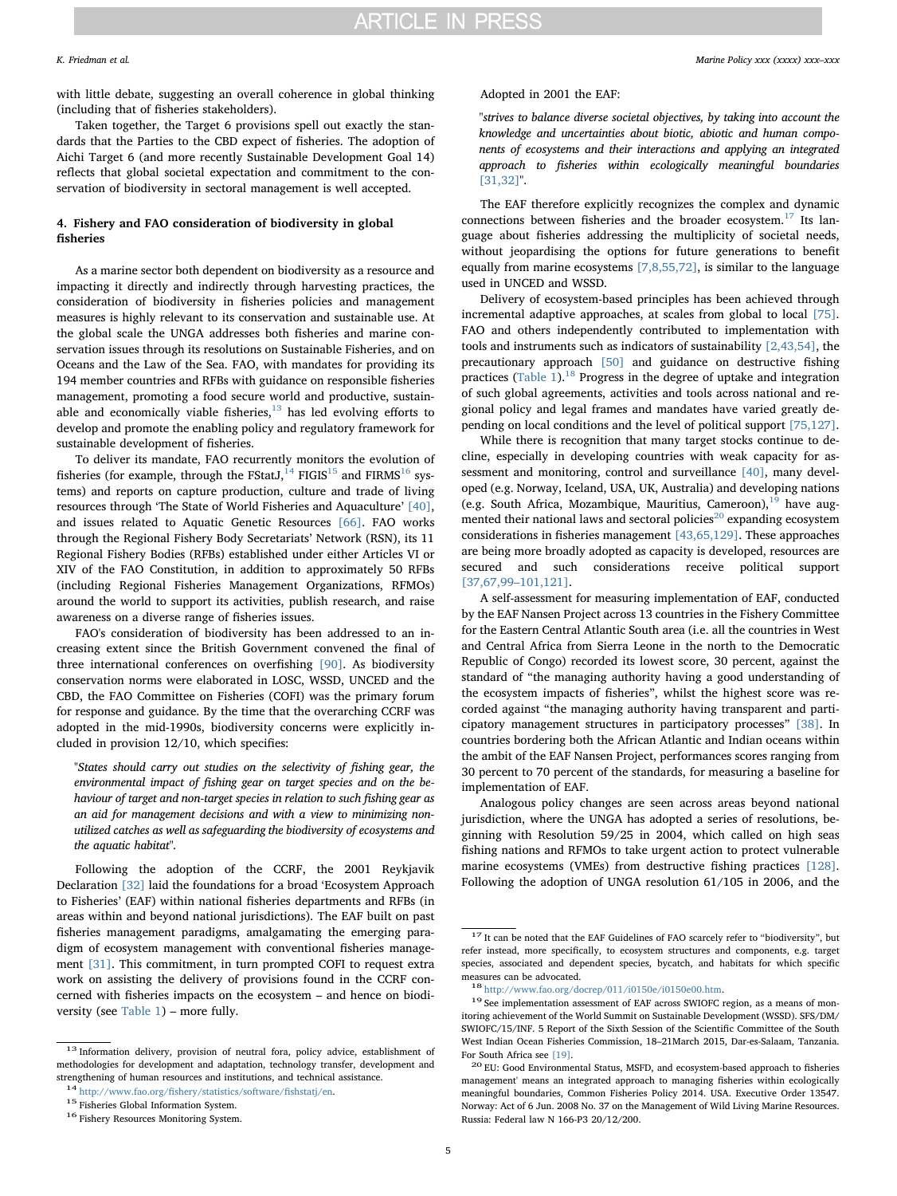with little debate, suggesting an overall coherence in global thinking (including that of fisheries stakeholders).

Taken together, the Target 6 provisions spell out exactly the standards that the Parties to the CBD expect of fisheries. The adoption of Aichi Target 6 (and more recently Sustainable Development Goal 14) reflects that global societal expectation and commitment to the conservation of biodiversity in sectoral management is well accepted.

## 4. Fishery and FAO consideration of biodiversity in global fisheries

As a marine sector both dependent on biodiversity as a resource and impacting it directly and indirectly through harvesting practices, the consideration of biodiversity in fisheries policies and management measures is highly relevant to its conservation and sustainable use. At the global scale the UNGA addresses both fisheries and marine conservation issues through its resolutions on Sustainable Fisheries, and on Oceans and the Law of the Sea. FAO, with mandates for providing its 194 member countries and RFBs with guidance on responsible fisheries management, promoting a food secure world and productive, sustainable and economically viable fisheries,[13] has led evolving efforts to develop and promote the enabling policy and regulatory framework for sustainable development of fisheries.

To deliver its mandate, FAO recurrently monitors the evolution of fisheries (for example, through the FStatJ,[14] FIGIS[15] and FIRMS[16] systems) and reports on capture production, culture and trade of living resources through 'The State of World Fisheries and Aquaculture' [40], and issues related to Aquatic Genetic Resources [66]. FAO works through the Regional Fishery Body Secretariats' Network (RSN), its 11 Regional Fishery Bodies (RFBs) established under either Articles VI or XIV of the FAO Constitution, in addition to approximately 50 RFBs (including Regional Fisheries Management Organizations, RFMOs) around the world to support its activities, publish research, and raise awareness on a diverse range of fisheries issues.

FAO's consideration of biodiversity has been addressed to an increasing extent since the British Government convened the final of three international conferences on overfishing [90]. As biodiversity conservation norms were elaborated in LOSC, WSSD, UNCED and the CBD, the FAO Committee on Fisheries (COFI) was the primary forum for response and guidance. By the time that the overarching CCRF was adopted in the mid-1990s, biodiversity concerns were explicitly included in provision 12/10, which specifies:

> "*States should carry out studies on the selectivity of fishing gear, the environmental impact of fishing gear on target species and on the behaviour of target and non-target species in relation to such fishing gear as an aid for management decisions and with a view to minimizing non-utilized catches as well as safeguarding the biodiversity of ecosystems and the aquatic habitat*".

Following the adoption of the CCRF, the 2001 Reykjavik Declaration [32] laid the foundations for a broad 'Ecosystem Approach to Fisheries' (EAF) within national fisheries departments and RFBs (in areas within and beyond national jurisdictions). The EAF built on past fisheries management paradigms, amalgamating the emerging paradigm of ecosystem management with conventional fisheries management [31]. This commitment, in turn prompted COFI to request extra work on assisting the delivery of provisions found in the CCRF concerned with fisheries impacts on the ecosystem – and hence on biodiversity (see Table 1) – more fully.

Adopted in 2001 the EAF:

> "*strives to balance diverse societal objectives, by taking into account the knowledge and uncertainties about biotic, abiotic and human components of ecosystems and their interactions and applying an integrated approach to fisheries within ecologically meaningful boundaries* [31,32]".

The EAF therefore explicitly recognizes the complex and dynamic connections between fisheries and the broader ecosystem.[17] Its language about fisheries addressing the multiplicity of societal needs, without jeopardising the options for future generations to benefit equally from marine ecosystems [7,8,55,72], is similar to the language used in UNCED and WSSD.

Delivery of ecosystem-based principles has been achieved through incremental adaptive approaches, at scales from global to local [75]. FAO and others independently contributed to implementation with tools and instruments such as indicators of sustainability [2,43,54], the precautionary approach [50] and guidance on destructive fishing practices (Table 1).[18] Progress in the degree of uptake and integration of such global agreements, activities and tools across national and regional policy and legal frames and mandates have varied greatly depending on local conditions and the level of political support [75,127].

While there is recognition that many target stocks continue to decline, especially in developing countries with weak capacity for assessment and monitoring, control and surveillance [40], many developed (e.g. Norway, Iceland, USA, UK, Australia) and developing nations (e.g. South Africa, Mozambique, Mauritius, Cameroon),[19] have augmented their national laws and sectoral policies[20] expanding ecosystem considerations in fisheries management [43,65,129]. These approaches are being more broadly adopted as capacity is developed, resources are secured and such considerations receive political support [37,67,99–101,121].

A self-assessment for measuring implementation of EAF, conducted by the EAF Nansen Project across 13 countries in the Fishery Committee for the Eastern Central Atlantic South area (i.e. all the countries in West and Central Africa from Sierra Leone in the north to the Democratic Republic of Congo) recorded its lowest score, 30 percent, against the standard of "the managing authority having a good understanding of the ecosystem impacts of fisheries", whilst the highest score was recorded against "the managing authority having transparent and participatory management structures in participatory processes" [38]. In countries bordering both the African Atlantic and Indian oceans within the ambit of the EAF Nansen Project, performances scores ranging from 30 percent to 70 percent of the standards, for measuring a baseline for implementation of EAF.

Analogous policy changes are seen across areas beyond national jurisdiction, where the UNGA has adopted a series of resolutions, beginning with Resolution 59/25 in 2004, which called on high seas fishing nations and RFMOs to take urgent action to protect vulnerable marine ecosystems (VMEs) from destructive fishing practices [128]. Following the adoption of UNGA resolution 61/105 in 2006, and the

---

[13] Information delivery, provision of neutral fora, policy advice, establishment of methodologies for development and adaptation, technology transfer, development and strengthening of human resources and institutions, and technical assistance.

[14] http://www.fao.org/fishery/statistics/software/fishstatj/en.

[15] Fisheries Global Information System.

[16] Fishery Resources Monitoring System.

[17] It can be noted that the EAF Guidelines of FAO scarcely refer to "biodiversity", but refer instead, more specifically, to ecosystem structures and components, e.g. target species, associated and dependent species, bycatch, and habitats for which specific measures can be advocated.

[18] http://www.fao.org/docrep/011/i0150e/i0150e00.htm.

[19] See implementation assessment of EAF across SWIOFC region, as a means of monitoring achievement of the World Summit on Sustainable Development (WSSD). SFS/DM/SWIOFC/15/INF. 5 Report of the Sixth Session of the Scientific Committee of the South West Indian Ocean Fisheries Commission, 18–21March 2015, Dar-es-Salaam, Tanzania. For South Africa see [19].

[20] EU: Good Environmental Status, MSFD, and ecosystem-based approach to fisheries management' means an integrated approach to managing fisheries within ecologically meaningful boundaries, Common Fisheries Policy 2014. USA. Executive Order 13547. Norway: Act of 6 Jun. 2008 No. 37 on the Management of Wild Living Marine Resources. Russia: Federal law N 166-P3 20/12/200.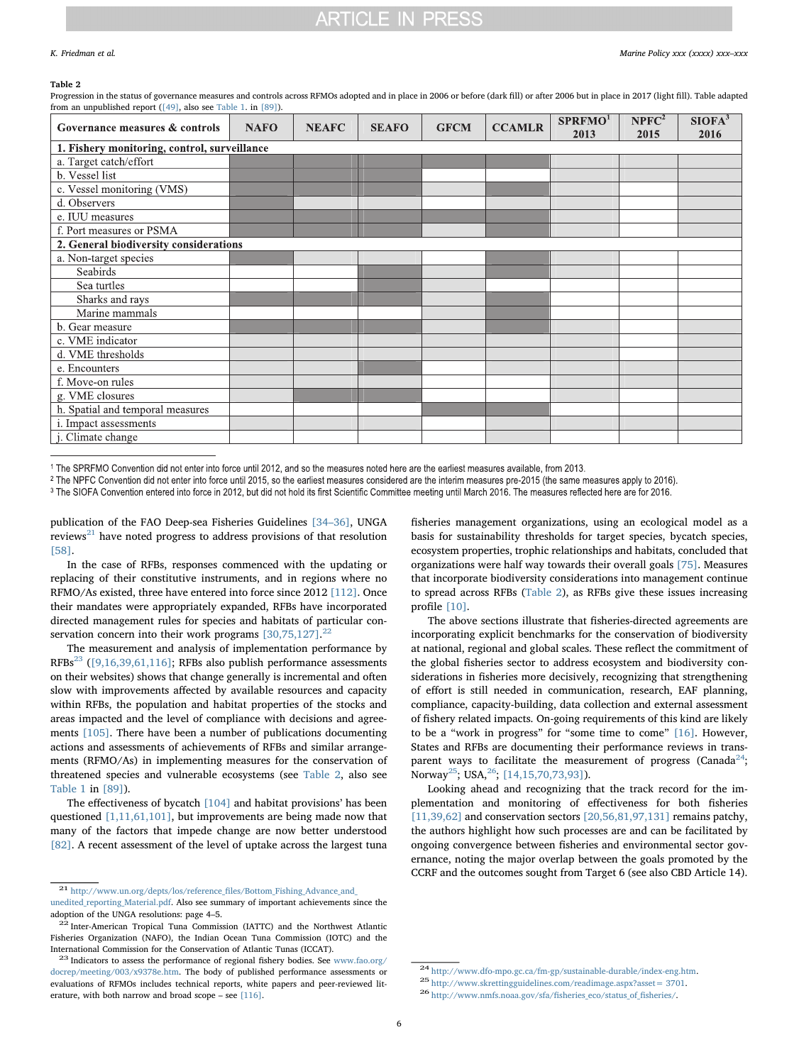**Table 2**
Progression in the status of governance measures and controls across RFMOs adopted and in place in 2006 or before (dark fill) or after 2006 but in place in 2017 (light fill). Table adapted from an unpublished report ([49], also see Table 1. in [89]).

(In the original table, cell status is shown by shading only; it is written below as "dark" (dark fill) or "light" (light fill). Empty cells have no fill.)

| Governance measures & controls | NAFO | NEAFC | SEAFO | GFCM | CCAMLR | SPRFMO[1] 2013 | NPFC[2] 2015 | SIOFA[3] 2016 |
|---|---|---|---|---|---|---|---|---|
| **1. Fishery monitoring, control, surveillance** | | | | | | | | |
| a. Target catch/effort | dark | dark | dark | dark | dark | light | light | light |
| b. Vessel list | dark | dark | dark | | | light | light | light |
| c. Vessel monitoring (VMS) | dark | dark | dark | light | dark | light | | light |
| d. Observers | dark | light | light | light | light | light | | light |
| e. IUU measures | dark | dark | dark | dark | dark | light | light | light |
| f. Port measures or PSMA | dark | dark | dark | light | dark | light | light | light |
| **2. General biodiversity considerations** | | | | | | | | |
| a. Non-target species | dark | light | light | | dark | light | | light |
| Seabirds | | | dark | light | dark | light | | |
| Sea turtles | | | dark | light | | | | |
| Sharks and rays | dark | dark | dark | light | dark | | | light |
| Marine mammals | | | | light | dark | | | |
| b. Gear measure | dark | dark | dark | light | dark | light | | light |
| c. VME indicator | light | light | light | | light | light | | light |
| d. VME thresholds | light | light | light | | light | light | | light |
| e. Encounters | light | light | dark | light | light | light | | light |
| f. Move-on rules | light | light | light | | light | light | | light |
| g. VME closures | light | dark | dark | light | light | light | | light |
| h. Spatial and temporal measures | | | | dark | dark | | | |
| i. Impact assessments | light | light | light | | light | light | | light |
| j. Climate change | | | | | light | | | |

[1] The SPRFMO Convention did not enter into force until 2012, and so the measures noted here are the earliest measures available, from 2013.
[2] The NPFC Convention did not enter into force until 2015, so the earliest measures considered are the interim measures pre-2015 (the same measures apply to 2016).
[3] The SIOFA Convention entered into force in 2012, but did not hold its first Scientific Committee meeting until March 2016. The measures reflected here are for 2016.

publication of the FAO Deep-sea Fisheries Guidelines [34–36], UNGA reviews[21] have noted progress to address provisions of that resolution [58].

In the case of RFBs, responses commenced with the updating or replacing of their constitutive instruments, and in regions where no RFMO/As existed, three have entered into force since 2012 [112]. Once their mandates were appropriately expanded, RFBs have incorporated directed management rules for species and habitats of particular conservation concern into their work programs [30,75,127].[22]

The measurement and analysis of implementation performance by RFBs[23] ([9,16,39,61,116]; RFBs also publish performance assessments on their websites) shows that change generally is incremental and often slow with improvements affected by available resources and capacity within RFBs, the population and habitat properties of the stocks and areas impacted and the level of compliance with decisions and agreements [105]. There have been a number of publications documenting actions and assessments of achievements of RFBs and similar arrangements (RFMO/As) in implementing measures for the conservation of threatened species and vulnerable ecosystems (see Table 2, also see Table 1 in [89]).

The effectiveness of bycatch [104] and habitat provisions' has been questioned [1,11,61,101], but improvements are being made now that many of the factors that impede change are now better understood [82]. A recent assessment of the level of uptake across the largest tuna fisheries management organizations, using an ecological model as a basis for sustainability thresholds for target species, bycatch species, ecosystem properties, trophic relationships and habitats, concluded that organizations were half way towards their overall goals [75]. Measures that incorporate biodiversity considerations into management continue to spread across RFBs (Table 2), as RFBs give these issues increasing profile [10].

The above sections illustrate that fisheries-directed agreements are incorporating explicit benchmarks for the conservation of biodiversity at national, regional and global scales. These reflect the commitment of the global fisheries sector to address ecosystem and biodiversity considerations in fisheries more decisively, recognizing that strengthening of effort is still needed in communication, research, EAF planning, compliance, capacity-building, data collection and external assessment of fishery related impacts. On-going requirements of this kind are likely to be a "work in progress" for "some time to come" [16]. However, States and RFBs are documenting their performance reviews in transparent ways to facilitate the measurement of progress (Canada[24]; Norway[25]; USA,[26]; [14,15,70,73,93]).

Looking ahead and recognizing that the track record for the implementation and monitoring of effectiveness for both fisheries [11,39,62] and conservation sectors [20,56,81,97,131] remains patchy, the authors highlight how such processes are and can be facilitated by ongoing convergence between fisheries and environmental sector governance, noting the major overlap between the goals promoted by the CCRF and the outcomes sought from Target 6 (see also CBD Article 14).

[21] http://www.un.org/depts/los/reference_files/Bottom_Fishing_Advance_and_unedited_reporting_Material.pdf. Also see summary of important achievements since the adoption of the UNGA resolutions: page 4–5.

[22] Inter-American Tropical Tuna Commission (IATTC) and the Northwest Atlantic Fisheries Organization (NAFO), the Indian Ocean Tuna Commission (IOTC) and the International Commission for the Conservation of Atlantic Tunas (ICCAT).

[23] Indicators to assess the performance of regional fishery bodies. See www.fao.org/docrep/meeting/003/x9378e.htm. The body of published performance assessments or evaluations of RFMOs includes technical reports, white papers and peer-reviewed literature, with both narrow and broad scope – see [116].

[24] http://www.dfo-mpo.gc.ca/fm-gp/sustainable-durable/index-eng.htm.

[25] http://www.skrettingguidelines.com/readimage.aspx?asset= 3701.

[26] http://www.nmfs.noaa.gov/sfa/fisheries_eco/status_of_fisheries/.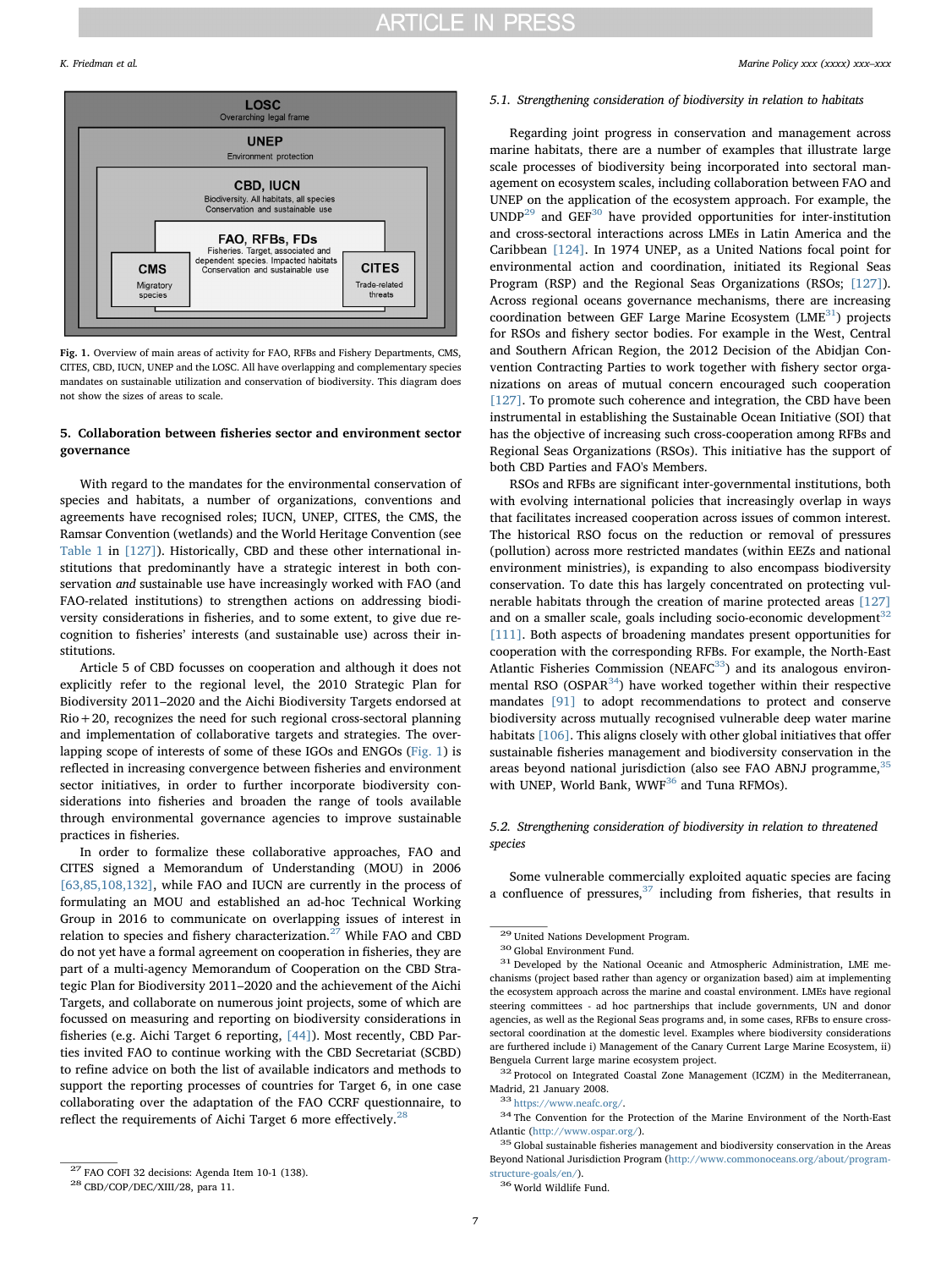LOSC
Overarching legal frame

UNEP
Environment protection

CBD, IUCN
Biodiversity. All habitats, all species
Conservation and sustainable use

FAO, RFBs, FDs
Fisheries. Target, associated and dependent species. Impacted habitats
Conservation and sustainable use

CMS
Migratory species

CITES
Trade-related threats

Fig. 1. Overview of main areas of activity for FAO, RFBs and Fishery Departments, CMS, CITES, CBD, IUCN, UNEP and the LOSC. All have overlapping and complementary species mandates on sustainable utilization and conservation of biodiversity. This diagram does not show the sizes of areas to scale.

## 5. Collaboration between fisheries sector and environment sector governance

With regard to the mandates for the environmental conservation of species and habitats, a number of organizations, conventions and agreements have recognised roles; IUCN, UNEP, CITES, the CMS, the Ramsar Convention (wetlands) and the World Heritage Convention (see Table 1 in [127]). Historically, CBD and these other international institutions that predominantly have a strategic interest in both conservation *and* sustainable use have increasingly worked with FAO (and FAO-related institutions) to strengthen actions on addressing biodiversity considerations in fisheries, and to some extent, to give due recognition to fisheries' interests (and sustainable use) across their institutions.

Article 5 of CBD focusses on cooperation and although it does not explicitly refer to the regional level, the 2010 Strategic Plan for Biodiversity 2011–2020 and the Aichi Biodiversity Targets endorsed at Rio + 20, recognizes the need for such regional cross-sectoral planning and implementation of collaborative targets and strategies. The overlapping scope of interests of some of these IGOs and ENGOs (Fig. 1) is reflected in increasing convergence between fisheries and environment sector initiatives, in order to further incorporate biodiversity considerations into fisheries and broaden the range of tools available through environmental governance agencies to improve sustainable practices in fisheries.

In order to formalize these collaborative approaches, FAO and CITES signed a Memorandum of Understanding (MOU) in 2006 [63,85,108,132], while FAO and IUCN are currently in the process of formulating an MOU and established an ad-hoc Technical Working Group in 2016 to communicate on overlapping issues of interest in relation to species and fishery characterization.[27] While FAO and CBD do not yet have a formal agreement on cooperation in fisheries, they are part of a multi-agency Memorandum of Cooperation on the CBD Strategic Plan for Biodiversity 2011–2020 and the achievement of the Aichi Targets, and collaborate on numerous joint projects, some of which are focussed on measuring and reporting on biodiversity considerations in fisheries (e.g. Aichi Target 6 reporting, [44]). Most recently, CBD Parties invited FAO to continue working with the CBD Secretariat (SCBD) to refine advice on both the list of available indicators and methods to support the reporting processes of countries for Target 6, in one case collaborating over the adaptation of the FAO CCRF questionnaire, to reflect the requirements of Aichi Target 6 more effectively.[28]

### 5.1. Strengthening consideration of biodiversity in relation to habitats

Regarding joint progress in conservation and management across marine habitats, there are a number of examples that illustrate large scale processes of biodiversity being incorporated into sectoral management on ecosystem scales, including collaboration between FAO and UNEP on the application of the ecosystem approach. For example, the UNDP[29] and GEF[30] have provided opportunities for inter-institution and cross-sectoral interactions across LMEs in Latin America and the Caribbean [124]. In 1974 UNEP, as a United Nations focal point for environmental action and coordination, initiated its Regional Seas Program (RSP) and the Regional Seas Organizations (RSOs; [127]). Across regional oceans governance mechanisms, there are increasing coordination between GEF Large Marine Ecosystem (LME[31]) projects for RSOs and fishery sector bodies. For example in the West, Central and Southern African Region, the 2012 Decision of the Abidjan Convention Contracting Parties to work together with fishery sector organizations on areas of mutual concern encouraged such cooperation [127]. To promote such coherence and integration, the CBD have been instrumental in establishing the Sustainable Ocean Initiative (SOI) that has the objective of increasing such cross-cooperation among RFBs and Regional Seas Organizations (RSOs). This initiative has the support of both CBD Parties and FAO's Members.

RSOs and RFBs are significant inter-governmental institutions, both with evolving international policies that increasingly overlap in ways that facilitates increased cooperation across issues of common interest. The historical RSO focus on the reduction or removal of pressures (pollution) across more restricted mandates (within EEZs and national environment ministries), is expanding to also encompass biodiversity conservation. To date this has largely concentrated on protecting vulnerable habitats through the creation of marine protected areas [127] and on a smaller scale, goals including socio-economic development[32] [111]. Both aspects of broadening mandates present opportunities for cooperation with the corresponding RFBs. For example, the North-East Atlantic Fisheries Commission (NEAFC[33]) and its analogous environmental RSO (OSPAR[34]) have worked together within their respective mandates [91] to adopt recommendations to protect and conserve biodiversity across mutually recognised vulnerable deep water marine habitats [106]. This aligns closely with other global initiatives that offer sustainable fisheries management and biodiversity conservation in the areas beyond national jurisdiction (also see FAO ABNJ programme,[35] with UNEP, World Bank, WWF[36] and Tuna RFMOs).

### 5.2. Strengthening consideration of biodiversity in relation to threatened species

Some vulnerable commercially exploited aquatic species are facing a confluence of pressures,[37] including from fisheries, that results in

---

[27] FAO COFI 32 decisions: Agenda Item 10-1 (138).

[28] CBD/COP/DEC/XIII/28, para 11.

[29] United Nations Development Program.

[30] Global Environment Fund.

[31] Developed by the National Oceanic and Atmospheric Administration, LME mechanisms (project based rather than agency or organization based) aim at implementing the ecosystem approach across the marine and coastal environment. LMEs have regional steering committees - ad hoc partnerships that include governments, UN and donor agencies, as well as the Regional Seas programs and, in some cases, RFBs to ensure cross-sectoral coordination at the domestic level. Examples where biodiversity considerations are furthered include i) Management of the Canary Current Large Marine Ecosystem, ii) Benguela Current large marine ecosystem project.

[32] Protocol on Integrated Coastal Zone Management (ICZM) in the Mediterranean, Madrid, 21 January 2008.

[33] https://www.neafc.org/.

[34] The Convention for the Protection of the Marine Environment of the North-East Atlantic (http://www.ospar.org/).

[35] Global sustainable fisheries management and biodiversity conservation in the Areas Beyond National Jurisdiction Program (http://www.commonoceans.org/about/program-structure-goals/en/).

[36] World Wildlife Fund.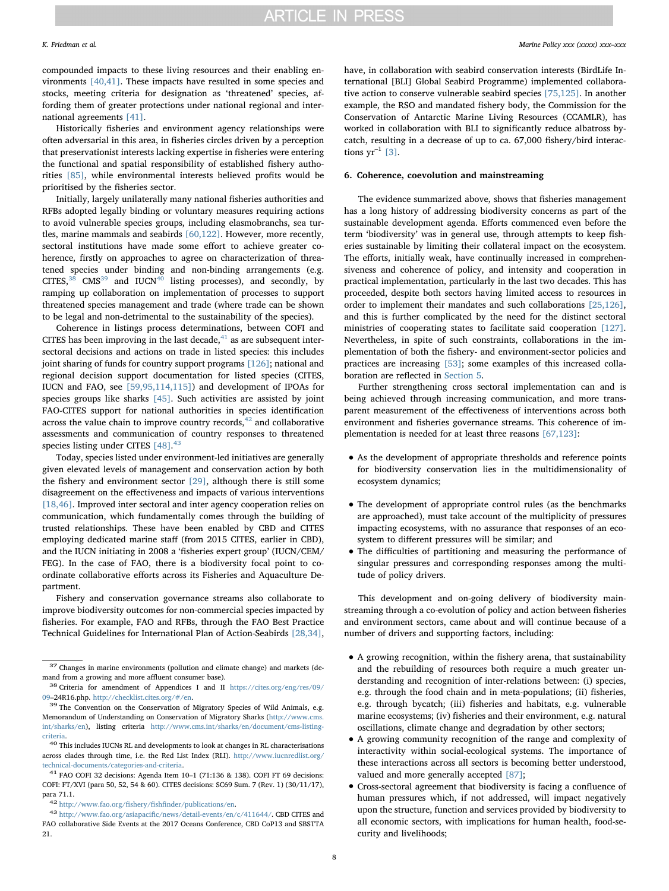compounded impacts to these living resources and their enabling environments [40,41]. These impacts have resulted in some species and stocks, meeting criteria for designation as 'threatened' species, affording them of greater protections under national regional and international agreements [41].

Historically fisheries and environment agency relationships were often adversarial in this area, in fisheries circles driven by a perception that preservationist interests lacking expertise in fisheries were entering the functional and spatial responsibility of established fishery authorities [85], while environmental interests believed profits would be prioritised by the fisheries sector.

Initially, largely unilaterally many national fisheries authorities and RFBs adopted legally binding or voluntary measures requiring actions to avoid vulnerable species groups, including elasmobranchs, sea turtles, marine mammals and seabirds [60,122]. However, more recently, sectoral institutions have made some effort to achieve greater coherence, firstly on approaches to agree on characterization of threatened species under binding and non-binding arrangements (e.g. CITES,[38] CMS[39] and IUCN[40] listing processes), and secondly, by ramping up collaboration on implementation of processes to support threatened species management and trade (where trade can be shown to be legal and non-detrimental to the sustainability of the species).

Coherence in listings process determinations, between COFI and CITES has been improving in the last decade,[41] as are subsequent inter-sectoral decisions and actions on trade in listed species: this includes joint sharing of funds for country support programs [126]; national and regional decision support documentation for listed species (CITES, IUCN and FAO, see [59,95,114,115]) and development of IPOAs for species groups like sharks [45]. Such activities are assisted by joint FAO-CITES support for national authorities in species identification across the value chain to improve country records,[42] and collaborative assessments and communication of country responses to threatened species listing under CITES [48].[43]

Today, species listed under environment-led initiatives are generally given elevated levels of management and conservation action by both the fishery and environment sector [29], although there is still some disagreement on the effectiveness and impacts of various interventions [18,46]. Improved inter sectoral and inter agency cooperation relies on communication, which fundamentally comes through the building of trusted relationships. These have been enabled by CBD and CITES employing dedicated marine staff (from 2015 CITES, earlier in CBD), and the IUCN initiating in 2008 a 'fisheries expert group' (IUCN/CEM/FEG). In the case of FAO, there is a biodiversity focal point to coordinate collaborative efforts across its Fisheries and Aquaculture Department.

Fishery and conservation governance streams also collaborate to improve biodiversity outcomes for non-commercial species impacted by fisheries. For example, FAO and RFBs, through the FAO Best Practice Technical Guidelines for International Plan of Action-Seabirds [28,34], have, in collaboration with seabird conservation interests (BirdLife International [BLI] Global Seabird Programme) implemented collaborative action to conserve vulnerable seabird species [75,125]. In another example, the RSO and mandated fishery body, the Commission for the Conservation of Antarctic Marine Living Resources (CCAMLR), has worked in collaboration with BLI to significantly reduce albatross bycatch, resulting in a decrease of up to ca. 67,000 fishery/bird interactions $yr^{-1}$ [3].

## 6. Coherence, coevolution and mainstreaming

The evidence summarized above, shows that fisheries management has a long history of addressing biodiversity concerns as part of the sustainable development agenda. Efforts commenced even before the term 'biodiversity' was in general use, through attempts to keep fisheries sustainable by limiting their collateral impact on the ecosystem. The efforts, initially weak, have continually increased in comprehensiveness and coherence of policy, and intensity and cooperation in practical implementation, particularly in the last two decades. This has proceeded, despite both sectors having limited access to resources in order to implement their mandates and such collaborations [25,126], and this is further complicated by the need for the distinct sectoral ministries of cooperating states to facilitate said cooperation [127]. Nevertheless, in spite of such constraints, collaborations in the implementation of both the fishery- and environment-sector policies and practices are increasing [53]; some examples of this increased collaboration are reflected in Section 5.

Further strengthening cross sectoral implementation can and is being achieved through increasing communication, and more transparent measurement of the effectiveness of interventions across both environment and fisheries governance streams. This coherence of implementation is needed for at least three reasons [67,123]:

- As the development of appropriate thresholds and reference points for biodiversity conservation lies in the multidimensionality of ecosystem dynamics;
- The development of appropriate control rules (as the benchmarks are approached), must take account of the multiplicity of pressures impacting ecosystems, with no assurance that responses of an ecosystem to different pressures will be similar; and
- The difficulties of partitioning and measuring the performance of singular pressures and corresponding responses among the multitude of policy drivers.

This development and on-going delivery of biodiversity mainstreaming through a co-evolution of policy and action between fisheries and environment sectors, came about and will continue because of a number of drivers and supporting factors, including:

- A growing recognition, within the fishery arena, that sustainability and the rebuilding of resources both require a much greater understanding and recognition of inter-relations between: (i) species, e.g. through the food chain and in meta-populations; (ii) fisheries, e.g. through bycatch; (iii) fisheries and habitats, e.g. vulnerable marine ecosystems; (iv) fisheries and their environment, e.g. natural oscillations, climate change and degradation by other sectors;
- A growing community recognition of the range and complexity of interactivity within social-ecological systems. The importance of these interactions across all sectors is becoming better understood, valued and more generally accepted [87];
- Cross-sectoral agreement that biodiversity is facing a confluence of human pressures which, if not addressed, will impact negatively upon the structure, function and services provided by biodiversity to all economic sectors, with implications for human health, food-security and livelihoods;

---

[37] Changes in marine environments (pollution and climate change) and markets (demand from a growing and more affluent consumer base).

[38] Criteria for amendment of Appendices I and II https://cites.org/eng/res/09/09–24R16.php. http://checklist.cites.org/#/en.

[39] The Convention on the Conservation of Migratory Species of Wild Animals, e.g. Memorandum of Understanding on Conservation of Migratory Sharks (http://www.cms.int/sharks/en), listing criteria http://www.cms.int/sharks/en/document/cms-listing-criteria.

[40] This includes IUCNs RL and developments to look at changes in RL characterisations across clades through time, i.e. the Red List Index (RLI). http://www.iucnredlist.org/technical-documents/categories-and-criteria.

[41] FAO COFI 32 decisions: Agenda Item 10–1 (71:136 & 138). COFI FT 69 decisions: COFI: FT/XVI (para 50, 52, 54 & 60). CITES decisions: SC69 Sum. 7 (Rev. 1) (30/11/17), para 71.1.

[42] http://www.fao.org/fishery/fishfinder/publications/en.

[43] http://www.fao.org/asiapacific/news/detail-events/en/c/411644/. CBD CITES and FAO collaborative Side Events at the 2017 Oceans Conference, CBD CoP13 and SBSTTA 21.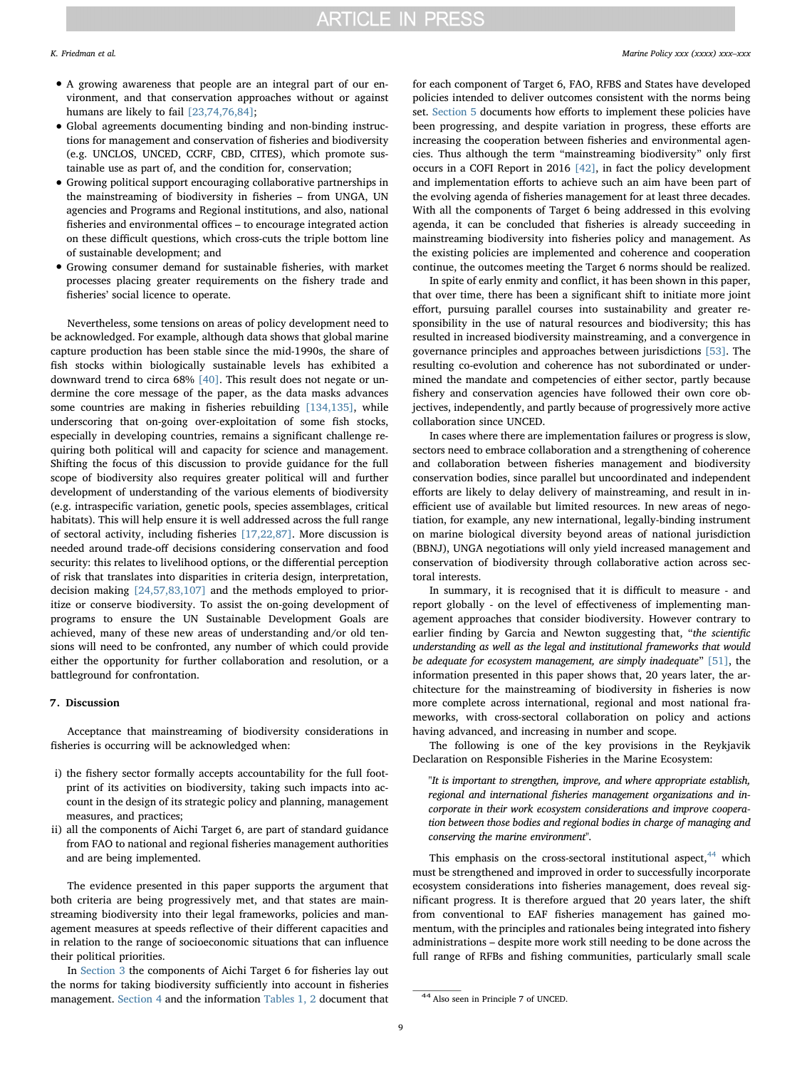- A growing awareness that people are an integral part of our environment, and that conservation approaches without or against humans are likely to fail [23,74,76,84];
- Global agreements documenting binding and non-binding instructions for management and conservation of fisheries and biodiversity (e.g. UNCLOS, UNCED, CCRF, CBD, CITES), which promote sustainable use as part of, and the condition for, conservation;
- Growing political support encouraging collaborative partnerships in the mainstreaming of biodiversity in fisheries – from UNGA, UN agencies and Programs and Regional institutions, and also, national fisheries and environmental offices – to encourage integrated action on these difficult questions, which cross-cuts the triple bottom line of sustainable development; and
- Growing consumer demand for sustainable fisheries, with market processes placing greater requirements on the fishery trade and fisheries' social licence to operate.

Nevertheless, some tensions on areas of policy development need to be acknowledged. For example, although data shows that global marine capture production has been stable since the mid-1990s, the share of fish stocks within biologically sustainable levels has exhibited a downward trend to circa 68% [40]. This result does not negate or undermine the core message of the paper, as the data masks advances some countries are making in fisheries rebuilding [134,135], while underscoring that on-going over-exploitation of some fish stocks, especially in developing countries, remains a significant challenge requiring both political will and capacity for science and management. Shifting the focus of this discussion to provide guidance for the full scope of biodiversity also requires greater political will and further development of understanding of the various elements of biodiversity (e.g. intraspecific variation, genetic pools, species assemblages, critical habitats). This will help ensure it is well addressed across the full range of sectoral activity, including fisheries [17,22,87]. More discussion is needed around trade-off decisions considering conservation and food security: this relates to livelihood options, or the differential perception of risk that translates into disparities in criteria design, interpretation, decision making [24,57,83,107] and the methods employed to prioritize or conserve biodiversity. To assist the on-going development of programs to ensure the UN Sustainable Development Goals are achieved, many of these new areas of understanding and/or old tensions will need to be confronted, any number of which could provide either the opportunity for further collaboration and resolution, or a battleground for confrontation.

## 7. Discussion

Acceptance that mainstreaming of biodiversity considerations in fisheries is occurring will be acknowledged when:

i) the fishery sector formally accepts accountability for the full footprint of its activities on biodiversity, taking such impacts into account in the design of its strategic policy and planning, management measures, and practices;
ii) all the components of Aichi Target 6, are part of standard guidance from FAO to national and regional fisheries management authorities and are being implemented.

The evidence presented in this paper supports the argument that both criteria are being progressively met, and that states are mainstreaming biodiversity into their legal frameworks, policies and management measures at speeds reflective of their different capacities and in relation to the range of socioeconomic situations that can influence their political priorities.

In Section 3 the components of Aichi Target 6 for fisheries lay out the norms for taking biodiversity sufficiently into account in fisheries management. Section 4 and the information Tables 1, 2 document that for each component of Target 6, FAO, RFBS and States have developed policies intended to deliver outcomes consistent with the norms being set. Section 5 documents how efforts to implement these policies have been progressing, and despite variation in progress, these efforts are increasing the cooperation between fisheries and environmental agencies. Thus although the term "mainstreaming biodiversity" only first occurs in a COFI Report in 2016 [42], in fact the policy development and implementation efforts to achieve such an aim have been part of the evolving agenda of fisheries management for at least three decades. With all the components of Target 6 being addressed in this evolving agenda, it can be concluded that fisheries is already succeeding in mainstreaming biodiversity into fisheries policy and management. As the existing policies are implemented and coherence and cooperation continue, the outcomes meeting the Target 6 norms should be realized.

In spite of early enmity and conflict, it has been shown in this paper, that over time, there has been a significant shift to initiate more joint effort, pursuing parallel courses into sustainability and greater responsibility in the use of natural resources and biodiversity; this has resulted in increased biodiversity mainstreaming, and a convergence in governance principles and approaches between jurisdictions [53]. The resulting co-evolution and coherence has not subordinated or undermined the mandate and competencies of either sector, partly because fishery and conservation agencies have followed their own core objectives, independently, and partly because of progressively more active collaboration since UNCED.

In cases where there are implementation failures or progress is slow, sectors need to embrace collaboration and a strengthening of coherence and collaboration between fisheries management and biodiversity conservation bodies, since parallel but uncoordinated and independent efforts are likely to delay delivery of mainstreaming, and result in inefficient use of available but limited resources. In new areas of negotiation, for example, any new international, legally-binding instrument on marine biological diversity beyond areas of national jurisdiction (BBNJ), UNGA negotiations will only yield increased management and conservation of biodiversity through collaborative action across sectoral interests.

In summary, it is recognised that it is difficult to measure - and report globally - on the level of effectiveness of implementing management approaches that consider biodiversity. However contrary to earlier finding by Garcia and Newton suggesting that, "*the scientific understanding as well as the legal and institutional frameworks that would be adequate for ecosystem management, are simply inadequate*" [51], the information presented in this paper shows that, 20 years later, the architecture for the mainstreaming of biodiversity in fisheries is now more complete across international, regional and most national frameworks, with cross-sectoral collaboration on policy and actions having advanced, and increasing in number and scope.

The following is one of the key provisions in the Reykjavik Declaration on Responsible Fisheries in the Marine Ecosystem:

"*It is important to strengthen, improve, and where appropriate establish, regional and international fisheries management organizations and incorporate in their work ecosystem considerations and improve cooperation between those bodies and regional bodies in charge of managing and conserving the marine environment*".

This emphasis on the cross-sectoral institutional aspect,[44] which must be strengthened and improved in order to successfully incorporate ecosystem considerations into fisheries management, does reveal significant progress. It is therefore argued that 20 years later, the shift from conventional to EAF fisheries management has gained momentum, with the principles and rationales being integrated into fishery administrations – despite more work still needing to be done across the full range of RFBs and fishing communities, particularly small scale

[44] Also seen in Principle 7 of UNCED.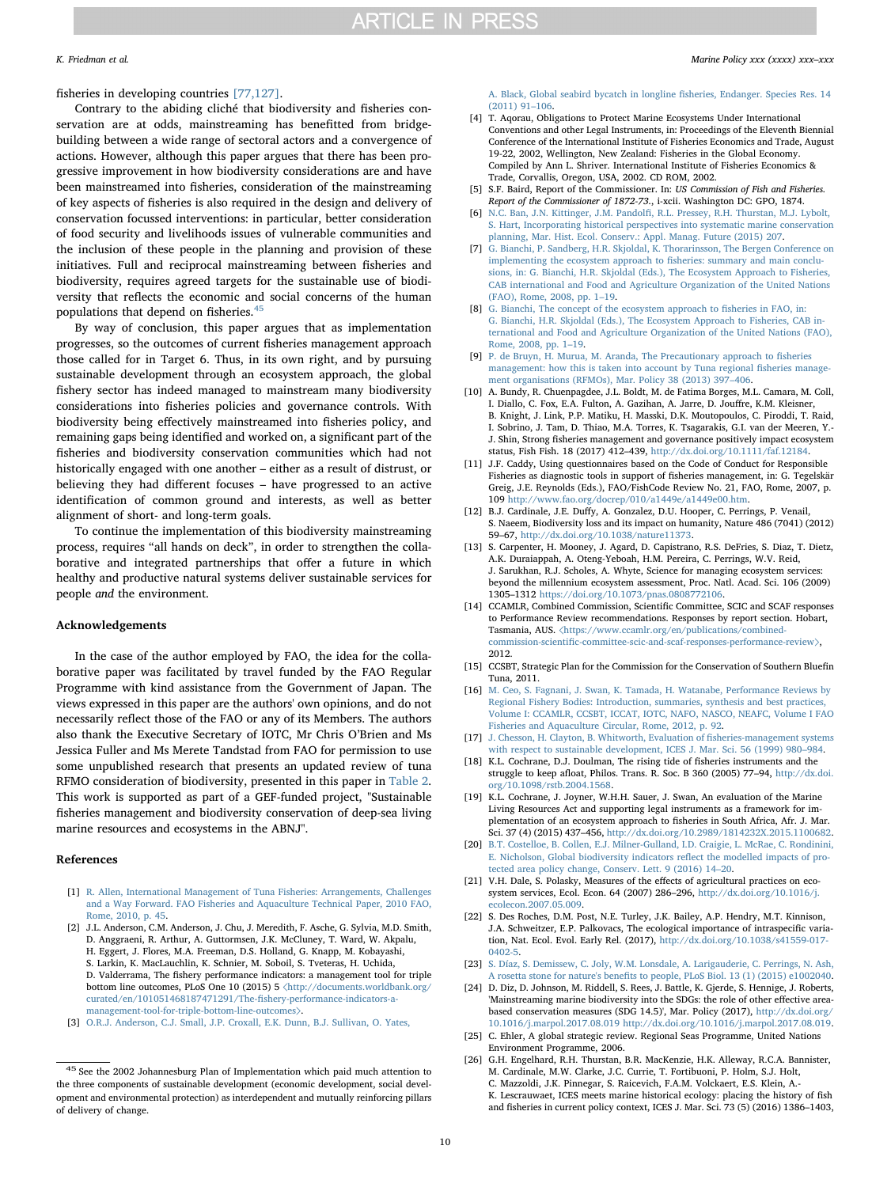fisheries in developing countries [77,127].

Contrary to the abiding cliché that biodiversity and fisheries conservation are at odds, mainstreaming has benefitted from bridge-building between a wide range of sectoral actors and a convergence of actions. However, although this paper argues that there has been progressive improvement in how biodiversity considerations are and have been mainstreamed into fisheries, consideration of the mainstreaming of key aspects of fisheries is also required in the design and delivery of conservation focussed interventions: in particular, better consideration of food security and livelihoods issues of vulnerable communities and the inclusion of these people in the planning and provision of these initiatives. Full and reciprocal mainstreaming between fisheries and biodiversity, requires agreed targets for the sustainable use of biodiversity that reflects the economic and social concerns of the human populations that depend on fisheries.[45]

By way of conclusion, this paper argues that as implementation progresses, so the outcomes of current fisheries management approach those called for in Target 6. Thus, in its own right, and by pursuing sustainable development through an ecosystem approach, the global fishery sector has indeed managed to mainstream many biodiversity considerations into fisheries policies and governance controls. With biodiversity being effectively mainstreamed into fisheries policy, and remaining gaps being identified and worked on, a significant part of the fisheries and biodiversity conservation communities which had not historically engaged with one another – either as a result of distrust, or believing they had different focuses – have progressed to an active identification of common ground and interests, as well as better alignment of short- and long-term goals.

To continue the implementation of this biodiversity mainstreaming process, requires "all hands on deck", in order to strengthen the collaborative and integrated partnerships that offer a future in which healthy and productive natural systems deliver sustainable services for people *and* the environment.

## Acknowledgements

In the case of the author employed by FAO, the idea for the collaborative paper was facilitated by travel funded by the FAO Regular Programme with kind assistance from the Government of Japan. The views expressed in this paper are the authors' own opinions, and do not necessarily reflect those of the FAO or any of its Members. The authors also thank the Executive Secretary of IOTC, Mr Chris O'Brien and Ms Jessica Fuller and Ms Merete Tandstad from FAO for permission to use some unpublished research that presents an updated review of tuna RFMO consideration of biodiversity, presented in this paper in Table 2. This work is supported as part of a GEF-funded project, "Sustainable fisheries management and biodiversity conservation of deep-sea living marine resources and ecosystems in the ABNJ".

## References

[1] R. Allen, International Management of Tuna Fisheries: Arrangements, Challenges and a Way Forward. FAO Fisheries and Aquaculture Technical Paper, 2010 FAO, Rome, 2010, p. 45.

[2] J.L. Anderson, C.M. Anderson, J. Chu, J. Meredith, F. Asche, G. Sylvia, M.D. Smith, D. Anggraeni, R. Arthur, A. Guttormsen, J.K. McCluney, T. Ward, W. Akpalu, H. Eggert, J. Flores, M.A. Freeman, D.S. Holland, G. Knapp, M. Kobayashi, S. Larkin, K. MacLauchlin, K. Schnier, M. Soboil, S. Tveteras, H. Uchida, D. Valderrama, The fishery performance indicators: a management tool for triple bottom line outcomes, PLoS One 10 (2015) 5 ⟨http://documents.worldbank.org/curated/en/101051468187471291/The-fishery-performance-indicators-a-management-tool-for-triple-bottom-line-outcomes⟩.

[3] O.R.J. Anderson, C.J. Small, J.P. Croxall, E.K. Dunn, B.J. Sullivan, O. Yates, A. Black, Global seabird bycatch in longline fisheries, Endanger. Species Res. 14 (2011) 91–106.

[4] T. Aqorau, Obligations to Protect Marine Ecosystems Under International Conventions and other Legal Instruments, in: Proceedings of the Eleventh Biennial Conference of the International Institute of Fisheries Economics and Trade, August 19-22, 2002, Wellington, New Zealand: Fisheries in the Global Economy. Compiled by Ann L. Shriver. International Institute of Fisheries Economics & Trade, Corvallis, Oregon, USA, 2002. CD ROM, 2002.

[5] S.F. Baird, Report of the Commissioner. In: *US Commission of Fish and Fisheries. Report of the Commissioner of 1872-73.*, i-xcii. Washington DC: GPO, 1874.

[6] N.C. Ban, J.N. Kittinger, J.M. Pandolfi, R.L. Pressey, R.H. Thurstan, M.J. Lybolt, S. Hart, Incorporating historical perspectives into systematic marine conservation planning, Mar. Hist. Ecol. Conserv.: Appl. Manag. Future (2015) 207.

[7] G. Bianchi, P. Sandberg, H.R. Skjoldal, K. Thorarinsson, The Bergen Conference on implementing the ecosystem approach to fisheries: summary and main conclusions, in: G. Bianchi, H.R. Skjoldal (Eds.), The Ecosystem Approach to Fisheries, CAB international and Food and Agriculture Organization of the United Nations (FAO), Rome, 2008, pp. 1–19.

[8] G. Bianchi, The concept of the ecosystem approach to fisheries in FAO, in: G. Bianchi, H.R. Skjoldal (Eds.), The Ecosystem Approach to Fisheries, CAB international and Food and Agriculture Organization of the United Nations (FAO), Rome, 2008, pp. 1–19.

[9] P. de Bruyn, H. Murua, M. Aranda, The Precautionary approach to fisheries management: how this is taken into account by Tuna regional fisheries management organisations (RFMOs), Mar. Policy 38 (2013) 397–406.

[10] A. Bundy, R. Chuenpagdee, J.L. Boldt, M. de Fatima Borges, M.L. Camara, M. Coll, I. Diallo, C. Fox, E.A. Fulton, A. Gazihan, A. Jarre, D. Jouffre, K.M. Kleisner, B. Knight, J. Link, P.P. Matiku, H. Masski, D.K. Moutopoulos, C. Piroddi, T. Raid, I. Sobrino, J. Tam, D. Thiao, M.A. Torres, K. Tsagarakis, G.I. van der Meeren, Y.-J. Shin, Strong fisheries management and governance positively impact ecosystem status, Fish Fish. 18 (2017) 412–439, http://dx.doi.org/10.1111/faf.12184.

[11] J.F. Caddy, Using questionnaires based on the Code of Conduct for Responsible Fisheries as diagnostic tools in support of fisheries management, in: G. Tegelskär Greig, J.E. Reynolds (Eds.), FAO/FishCode Review No. 21, FAO, Rome, 2007, p. 109 http://www.fao.org/docrep/010/a1449e/a1449e00.htm.

[12] B.J. Cardinale, J.E. Duffy, A. Gonzalez, D.U. Hooper, C. Perrings, P. Venail, S. Naeem, Biodiversity loss and its impact on humanity, Nature 486 (7041) (2012) 59–67, http://dx.doi.org/10.1038/nature11373.

[13] S. Carpenter, H. Mooney, J. Agard, D. Capistrano, R.S. DeFries, S. Diaz, T. Dietz, A.K. Duraiappah, A. Oteng-Yeboah, H.M. Pereira, C. Perrings, W.V. Reid, J. Sarukhan, R.J. Scholes, A. Whyte, Science for managing ecosystem services: beyond the millennium ecosystem assessment, Proc. Natl. Acad. Sci. 106 (2009) 1305–1312 https://doi.org/10.1073/pnas.0808772106.

[14] CCAMLR, Combined Commission, Scientific Committee, SCIC and SCAF responses to Performance Review recommendations. Responses by report section. Hobart, Tasmania, AUS. ⟨https://www.ccamlr.org/en/publications/combined-commission-scientific-committee-scic-and-scaf-responses-performance-review⟩, 2012.

[15] CCSBT, Strategic Plan for the Commission for the Conservation of Southern Bluefin Tuna, 2011.

[16] M. Ceo, S. Fagnani, J. Swan, K. Tamada, H. Watanabe, Performance Reviews by Regional Fishery Bodies: Introduction, summaries, synthesis and best practices, Volume I: CCAMLR, CCSBT, ICCAT, IOTC, NAFO, NASCO, NEAFC, Volume I FAO Fisheries and Aquaculture Circular, Rome, 2012, p. 92.

[17] J. Chesson, H. Clayton, B. Whitworth, Evaluation of fisheries-management systems with respect to sustainable development, ICES J. Mar. Sci. 56 (1999) 980–984.

[18] K.L. Cochrane, D.J. Doulman, The rising tide of fisheries instruments and the struggle to keep afloat, Philos. Trans. R. Soc. B 360 (2005) 77–94, http://dx.doi.org/10.1098/rstb.2004.1568.

[19] K.L. Cochrane, J. Joyner, W.H.H. Sauer, J. Swan, An evaluation of the Marine Living Resources Act and supporting legal instruments as a framework for implementation of an ecosystem approach to fisheries in South Africa, Afr. J. Mar. Sci. 37 (4) (2015) 437–456, http://dx.doi.org/10.2989/1814232X.2015.1100682.

[20] B.T. Costelloe, B. Collen, E.J. Milner-Gulland, I.D. Craigie, L. McRae, C. Rondinini, E. Nicholson, Global biodiversity indicators reflect the modelled impacts of protected area policy change, Conserv. Lett. 9 (2016) 14–20.

[21] V.H. Dale, S. Polasky, Measures of the effects of agricultural practices on ecosystem services, Ecol. Econ. 64 (2007) 286–296, http://dx.doi.org/10.1016/j.ecolecon.2007.05.009.

[22] S. Des Roches, D.M. Post, N.E. Turley, J.K. Bailey, A.P. Hendry, M.T. Kinnison, J.A. Schweitzer, E.P. Palkovacs, The ecological importance of intraspecific variation, Nat. Ecol. Evol. Early Rel. (2017), http://dx.doi.org/10.1038/s41559-017-0402-5.

[23] S. Díaz, S. Demissew, C. Joly, W.M. Lonsdale, A. Larigauderie, C. Perrings, N. Ash, A rosetta stone for nature's benefits to people, PLoS Biol. 13 (1) (2015) e1002040.

[24] D. Diz, D. Johnson, M. Riddell, S. Rees, J. Battle, K. Gjerde, S. Hennige, J. Roberts, 'Mainstreaming marine biodiversity into the SDGs: the role of other effective area-based conservation measures (SDG 14.5)', Mar. Policy (2017), http://dx.doi.org/10.1016/j.marpol.2017.08.019 http://dx.doi.org/10.1016/j.marpol.2017.08.019.

[25] C. Ehler, A global strategic review. Regional Seas Programme, United Nations Environment Programme, 2006.

[26] G.H. Engelhard, R.H. Thurstan, B.R. MacKenzie, H.K. Alleway, R.C.A. Bannister, M. Cardinale, M.W. Clarke, J.C. Currie, T. Fortibuoni, P. Holm, S.J. Holt, C. Mazzoldi, J.K. Pinnegar, S. Raicevich, F.A.M. Volckaert, E.S. Klein, A.-K. Lescrauwaet, ICES meets marine historical ecology: placing the history of fish and fisheries in current policy context, ICES J. Mar. Sci. 73 (5) (2016) 1386–1403,

[45] See the 2002 Johannesburg Plan of Implementation which paid much attention to the three components of sustainable development (economic development, social development and environmental protection) as interdependent and mutually reinforcing pillars of delivery of change.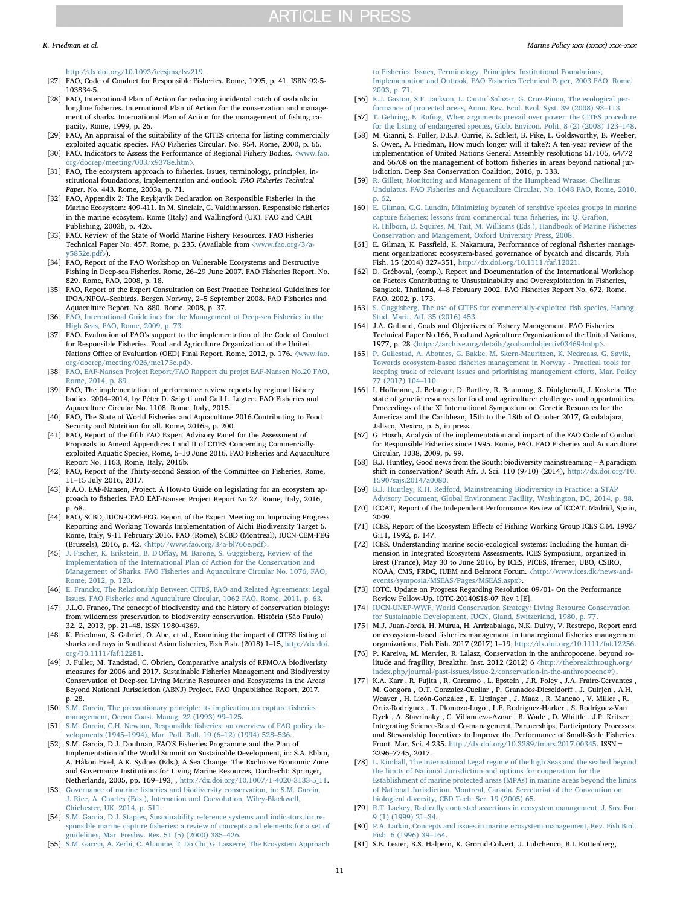http://dx.doi.org/10.1093/icesjms/fsv219.

[27] FAO, Code of Conduct for Responsible Fisheries. Rome, 1995, p. 41. ISBN 92-5-103834-5.

[28] FAO, International Plan of Action for reducing incidental catch of seabirds in longline fisheries. International Plan of Action for the conservation and management of sharks. International Plan of Action for the management of fishing capacity, Rome, 1999, p. 26.

[29] FAO, An appraisal of the suitability of the CITES criteria for listing commercially exploited aquatic species. FAO Fisheries Circular. No. 954. Rome, 2000, p. 66.

[30] FAO. Indicators to Assess the Performance of Regional Fishery Bodies. ⟨www.fao.org/docrep/meeting/003/x9378e.htm⟩.

[31] FAO, The ecosystem approach to fisheries. Issues, terminology, principles, institutional foundations, implementation and outlook. *FAO Fisheries Technical Paper*. No. 443. Rome, 2003a, p. 71.

[32] FAO, Appendix 2: The Reykjavik Declaration on Responsible Fisheries in the Marine Ecosystem: 409-411. In M. Sinclair, G. Valdimarsson. Responsible fisheries in the marine ecosytem. Rome (Italy) and Wallingford (UK). FAO and CABI Publishing, 2003b, p. 426.

[33] FAO. Review of the State of World Marine Fishery Resources. FAO Fisheries Technical Paper No. 457. Rome, p. 235. (Available from ⟨www.fao.org/3/a-y5852e.pdf⟩).

[34] FAO, Report of the FAO Workshop on Vulnerable Ecosystems and Destructive Fishing in Deep-sea Fisheries. Rome, 26–29 June 2007. FAO Fisheries Report. No. 829. Rome, FAO, 2008, p. 18.

[35] FAO, Report of the Expert Consultation on Best Practice Technical Guidelines for IPOA/NPOA–Seabirds. Bergen Norway, 2–5 September 2008. FAO Fisheries and Aquaculture Report. No. 880. Rome, 2008, p. 37.

[36] FAO, International Guidelines for the Management of Deep-sea Fisheries in the High Seas, FAO, Rome, 2009, p. 73.

[37] FAO. Evaluation of FAO's support to the implementation of the Code of Conduct for Responsible Fisheries. Food and Agriculture Organization of the United Nations Office of Evaluation (OED) Final Report. Rome, 2012, p. 176. ⟨www.fao.org/docrep/meeting/026/me173e.pd⟩.

[38] FAO, EAF-Nansen Project Report/FAO Rapport du projet EAF-Nansen No.20 FAO, Rome, 2014, p. 89.

[39] FAO, The implementation of performance review reports by regional fishery bodies, 2004–2014, by Péter D. Szigeti and Gail L. Lugten. FAO Fisheries and Aquaculture Circular No. 1108. Rome, Italy, 2015.

[40] FAO, The State of World Fisheries and Aquaculture 2016.Contributing to Food Security and Nutrition for all. Rome, 2016a, p. 200.

[41] FAO, Report of the fifth FAO Expert Advisory Panel for the Assessment of Proposals to Amend Appendices I and II of CITES Concerning Commercially-exploited Aquatic Species, Rome, 6–10 June 2016. FAO Fisheries and Aquaculture Report No. 1163, Rome, Italy, 2016b.

[42] FAO, Report of the Thirty-second Session of the Committee on Fisheries, Rome, 11–15 July 2016, 2017.

[43] F.A.O. EAF-Nansen, Project. A How-to Guide on legislating for an ecosystem approach to fisheries. FAO EAF-Nansen Project Report No 27. Rome, Italy, 2016, p. 68.

[44] FAO, SCBD, IUCN-CEM-FEG. Report of the Expert Meeting on Improving Progress Reporting and Working Towards Implementation of Aichi Biodiversity Target 6. Rome, Italy, 9-11 February 2016. FAO (Rome), SCBD (Montreal), IUCN-CEM-FEG (Brussels), 2016, p. 42. ⟨http://www.fao.org/3/a-bl766e.pdf⟩.

[45] J. Fischer, K. Erikstein, B. D'Offay, M. Barone, S. Guggisberg, Review of the Implementation of the International Plan of Action for the Conservation and Management of Sharks. FAO Fisheries and Aquaculture Circular No. 1076, FAO, Rome, 2012, p. 120.

[46] E. Franckx, The Relationship Between CITES, FAO and Related Agreements: Legal Issues. FAO Fisheries and Aquaculture Circular, 1062 FAO, Rome, 2011, p. 63.

[47] J.L.O. Franco, The concept of biodiversity and the history of conservation biology: from wilderness preservation to biodiversity conservation. História (São Paulo) 32, 2, 2013, pp. 21–48. ISSN 1980-4369.

[48] K. Friedman, S. Gabriel, O. Abe, et al., Examining the impact of CITES listing of sharks and rays in Southeast Asian fisheries, Fish Fish. (2018) 1–15, http://dx.doi.org/10.1111/faf.12281.

[49] J. Fuller, M. Tandstad, C. Obrien, Comparative analysis of RFMO/A biodiversity measures for 2006 and 2017. Sustainable Fisheries Management and Biodiversity Conservation of Deep-sea Living Marine Resources and Ecosystems in the Areas Beyond National Jurisdiction (ABNJ) Project. FAO Unpublished Report, 2017, p. 28.

[50] S.M. Garcia, The precautionary principle: its implication on capture fisheries management, Ocean Coast. Manag. 22 (1993) 99–125.

[51] S.M. Garcia, C.H. Newton, Responsible fisheries: an overview of FAO policy developments (1945–1994), Mar. Poll. Bull. 19 (6–12) (1994) 528–536.

[52] S.M. Garcia, D.J. Doulman, FAO'S Fisheries Programme and the Plan of Implementation of the World Summit on Sustainable Development, in: S.A. Ebbin, A. Hâkon Hoel, A.K. Sydnes (Eds.), A Sea Change: The Exclusive Economic Zone and Governance Institutions for Living Marine Resources, Dordrecht: Springer, Netherlands, 2005, pp. 169–193, , http://dx.doi.org/10.1007/1-4020-3133-5_11.

[53] Governance of marine fisheries and biodiversity conservation, in: S.M. Garcia, J. Rice, A. Charles (Eds.), Interaction and Coevolution, Wiley-Blackwell, Chichester, UK, 2014, p. 511.

[54] S.M. Garcia, D.J. Staples, Sustainability reference systems and indicators for responsible marine capture fisheries: a review of concepts and elements for a set of guidelines, Mar. Freshw. Res. 51 (5) (2000) 385–426.

[55] S.M. Garcia, A. Zerbi, C. Aliaume, T. Do Chi, G. Lasserre, The Ecosystem Approach to Fisheries. Issues, Terminology, Principles, Institutional Foundations, Implementation and Outlook. FAO Fisheries Technical Paper, 2003 FAO, Rome, 2003, p. 71.

[56] K.J. Gaston, S.F. Jackson, L. Cantu´-Salazar, G. Cruz-Pinon, The ecological performance of protected areas, Annu. Rev. Ecol. Evol. Syst. 39 (2008) 93–113.

[57] T. Gehring, E. Rufing, When arguments prevail over power: the CITES procedure for the listing of endangered species, Glob. Environ. Polit. 8 (2) (2008) 123–148.

[58] M. Gianni, S. Fuller, D.E.J. Currie, K. Schleit, B. Pike, L. Goldsworthy, B. Weeber, S. Owen, A. Friedman, How much longer will it take?: A ten-year review of the implementation of United Nations General Assembly resolutions 61/105, 64/72 and 66/68 on the management of bottom fisheries in areas beyond national jurisdiction. Deep Sea Conservation Coalition, 2016, p. 133.

[59] R. Gillett, Monitoring and Management of the Humphead Wrasse, Cheilinus Undulatus. FAO Fisheries and Aquaculture Circular, No. 1048 FAO, Rome, 2010, p. 62.

[60] E. Gilman, C.G. Lundin, Minimizing bycatch of sensitive species groups in marine capture fisheries: lessons from commercial tuna fisheries, in: Q. Grafton, R. Hilborn, D. Squires, M. Tait, M. Williams (Eds.), Handbook of Marine Fisheries Conservation and Mangement, Oxford University Press, 2008.

[61] E. Gilman, K. Passfield, K. Nakamura, Performance of regional fisheries management organizations: ecosystem-based governance of bycatch and discards, Fish Fish. 15 (2014) 327–351, http://dx.doi.org/10.1111/faf.12021.

[62] D. Gréboval, (comp.). Report and Documentation of the International Workshop on Factors Contributing to Unsustainability and Overexploitation in Fisheries, Bangkok, Thailand, 4–8 February 2002. FAO Fisheries Report No. 672, Rome, FAO, 2002, p. 173.

[63] S. Guggisberg, The use of CITES for commercially-exploited fish species, Hambg. Stud. Marit. Aff. 35 (2016) 453.

[64] J.A. Gulland, Goals and Objectives of Fishery Management. FAO Fisheries Technical Paper No 166, Food and Agriculture Organization of the United Nations, 1977, p. 28 ⟨https://archive.org/details/goalsandobjectiv034694mbp⟩.

[65] P. Gullestad, A. Abotnes, G. Bakke, M. Skern-Mauritzen, K. Nedreaas, G. Søvik, Towards ecosystem-based fisheries management in Norway - Practical tools for keeping track of relevant issues and prioritising management efforts, Mar. Policy 77 (2017) 104–110.

[66] I. Hoffmann, J. Belanger, D. Bartley, R. Baumung, S. Diulgheroff, J. Koskela, The state of genetic resources for food and agriculture: challenges and opportunities. Proceedings of the XI International Symposium on Genetic Resources for the Americas and the Caribbean, 15th to the 18th of October 2017, Guadalajara, Jalisco, Mexico, p. 5, in press.

[67] G. Hosch, Analysis of the implementation and impact of the FAO Code of Conduct for Responsible Fisheries since 1995. Rome, FAO. FAO Fisheries and Aquaculture Circular, 1038, 2009, p. 99.

[68] B.J. Huntley, Good news from the South: biodiversity mainstreaming – A paradigm shift in conservation? South Afr. J. Sci. 110 (9/10) (2014), http://dx.doi.org/10.1590/sajs.2014/a0080.

[69] B.J. Huntley, K.H. Redford, Mainstreaming Biodiversity in Practice: a STAP Advisory Document, Global Environment Facility, Washington, DC, 2014, p. 88.

[70] ICCAT, Report of the Independent Performance Review of ICCAT. Madrid, Spain, 2009.

[71] ICES, Report of the Ecosystem Effects of Fishing Working Group ICES C.M. 1992/ G:11, 1992, p. 147.

[72] ICES. Understanding marine socio-ecological systems: Including the human dimension in Integrated Ecosystem Assessments. ICES Symposium, organized in Brest (France), May 30 to June 2016, by ICES, PICES, Ifremer, UBO, CSIRO, NOAA, CMS, FRDC, IUEM and Belmont Forum. ⟨http://www.ices.dk/news-and-events/symposia/MSEAS/Pages/MSEAS.aspx⟩.

[73] IOTC. Update on Progress Regarding Resolution 09/01- On the Performance Review Follow-Up. IOTC-20140S18-07 Rev_1[E].

[74] IUCN-UNEP-WWF, World Conservation Strategy: Living Resource Conservation for Sustainable Development, IUCN, Gland, Switzerland, 1980, p. 77.

[75] M.J. Juan-Jordá, H. Murua, H. Arrizabalaga, N.K. Dulvy, V. Restrepo, Report card on ecosystem-based fisheries management in tuna regional fisheries management organizations, Fish Fish. 2017 (2017) 1–19, http://dx.doi.org/10.1111/faf.12256.

[76] P. Kareiva, M. Mervier, R. Lalasz, Conservation in the anthropocene. beyond solitude and fragility, Breakthr. Inst. 2012 (2012) 6 ⟨http://thebreakthrough.org/index.php/journal/past-issues/issue-2/conservation-in-the-anthropocene#⟩.

[77] K.A. Karr , R. Fujita , R. Carcamo , L. Epstein , J.R. Foley , J.A. Fraire-Cervantes , M. Gongora , O.T. Gonzalez-Cuellar , P. Granados-Dieseldorff , J. Guirjen , A.H. Weaver , H. Licón-González , E. Litsinger , J. Maaz , R. Mancao , V. Miller , R. Ortiz-Rodriguez , T. Plomozo-Lugo , L.F. Rodriguez-Harker , S. Rodríguez-Van Dyck , A. Stavrinaky , C. Villanueva-Aznar , B. Wade , D. Whittle , J.P. Kritzer , Integrating Science-Based Co-management, Partnerships, Participatory Processes and Stewardship Incentives to Improve the Performance of Small-Scale Fisheries. Front. Mar. Sci. 4:235. http://dx.doi.org/10.3389/fmars.2017.00345. ISSN = 2296–7745, 2017.

[78] L. Kimball, The International Legal regime of the high Seas and the seabed beyond the limits of National Jurisdiction and options for cooperation for the Establishment of marine protected areas (MPAs) in marine areas beyond the limits of National Jurisdiction. Montreal, Canada. Secretariat of the Convention on biological diversity, CBD Tech. Ser. 19 (2005) 65.

[79] R.T. Lackey, Radically contested assertions in ecosystem management, J. Sus. For. 9 (1) (1999) 21–34.

[80] P.A. Larkin, Concepts and issues in marine ecosystem management, Rev. Fish Biol. Fish. 6 (1996) 39–164.

[81] S.E. Lester, B.S. Halpern, K. Grorud-Colvert, J. Lubchenco, B.I. Ruttenberg,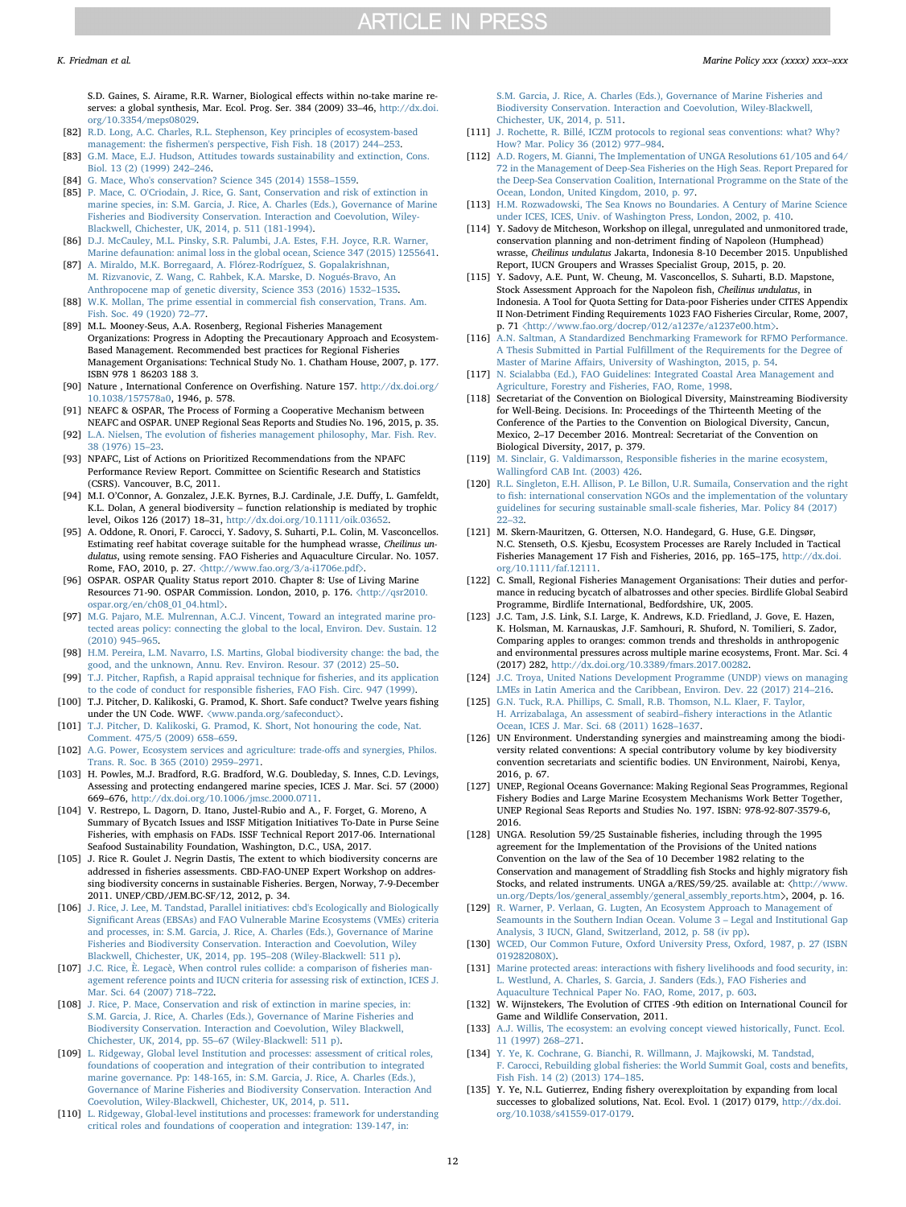S.D. Gaines, S. Airame, R.R. Warner, Biological effects within no-take marine reserves: a global synthesis, Mar. Ecol. Prog. Ser. 384 (2009) 33–46, http://dx.doi.org/10.3354/meps08029.

[82] R.D. Long, A.C. Charles, R.L. Stephenson, Key principles of ecosystem-based management: the fishermen's perspective, Fish Fish. 18 (2017) 244–253.

[83] G.M. Mace, E.J. Hudson, Attitudes towards sustainability and extinction, Cons. Biol. 13 (2) (1999) 242–246.

[84] G. Mace, Who's conservation? Science 345 (2014) 1558–1559.

[85] P. Mace, C. O'Criodain, J. Rice, G. Sant, Conservation and risk of extinction in marine species, in: S.M. Garcia, J. Rice, A. Charles (Eds.), Governance of Marine Fisheries and Biodiversity Conservation. Interaction and Coevolution, Wiley-Blackwell, Chichester, UK, 2014, p. 511 (181-1994).

[86] D.J. McCauley, M.L. Pinsky, S.R. Palumbi, J.A. Estes, F.H. Joyce, R.R. Warner, Marine defaunation: animal loss in the global ocean, Science 347 (2015) 1255641.

[87] A. Miraldo, M.K. Borregaard, A. Flórez-Rodríguez, S. Gopalakrishnan, M. Rizvanovic, Z. Wang, C. Rahbek, K.A. Marske, D. Nogués-Bravo, An Anthropocene map of genetic diversity, Science 353 (2016) 1532–1535.

[88] W.K. Mollan, The prime essential in commercial fish conservation, Trans. Am. Fish. Soc. 49 (1920) 72–77.

[89] M.L. Mooney-Seus, A.A. Rosenberg, Regional Fisheries Management Organizations: Progress in Adopting the Precautionary Approach and Ecosystem-Based Management. Recommended best practices for Regional Fisheries Management Organisations: Technical Study No. 1. Chatham House, 2007, p. 177. ISBN 978 1 86203 188 3.

[90] Nature , International Conference on Overfishing. Nature 157. http://dx.doi.org/10.1038/157578a0, 1946, p. 578.

[91] NEAFC & OSPAR, The Process of Forming a Cooperative Mechanism between NEAFC and OSPAR. UNEP Regional Seas Reports and Studies No. 196, 2015, p. 35.

[92] L.A. Nielsen, The evolution of fisheries management philosophy, Mar. Fish. Rev. 38 (1976) 15–23.

[93] NPAFC, List of Actions on Prioritized Recommendations from the NPAFC Performance Review Report. Committee on Scientific Research and Statistics (CSRS). Vancouver, B.C, 2011.

[94] M.I. O'Connor, A. Gonzalez, J.E.K. Byrnes, B.J. Cardinale, J.E. Duffy, L. Gamfeldt, K.L. Dolan, A general biodiversity – function relationship is mediated by trophic level, Oikos 126 (2017) 18–31, http://dx.doi.org/10.1111/oik.03652.

[95] A. Oddone, R. Onori, F. Carocci, Y. Sadovy, S. Suharti, P.L. Colin, M. Vasconcellos. Estimating reef habitat coverage suitable for the humphead wrasse, *Cheilinus undulatus*, using remote sensing. FAO Fisheries and Aquaculture Circular. No. 1057. Rome, FAO, 2010, p. 27. ⟨http://www.fao.org/3/a-i1706e.pdf⟩.

[96] OSPAR. OSPAR Quality Status report 2010. Chapter 8: Use of Living Marine Resources 71-90. OSPAR Commission. London, 2010, p. 176. ⟨http://qsr2010.ospar.org/en/ch08_01_04.html⟩.

[97] M.G. Pajaro, M.E. Mulrennan, A.C.J. Vincent, Toward an integrated marine protected areas policy: connecting the global to the local, Environ. Dev. Sustain. 12 (2010) 945–965.

[98] H.M. Pereira, L.M. Navarro, I.S. Martins, Global biodiversity change: the bad, the good, and the unknown, Annu. Rev. Environ. Resour. 37 (2012) 25–50.

[99] T.J. Pitcher, Rapfish, a Rapid appraisal technique for fisheries, and its application to the code of conduct for responsible fisheries, FAO Fish. Circ. 947 (1999).

[100] T.J. Pitcher, D. Kalikoski, G. Pramod, K. Short. Safe conduct? Twelve years fishing under the UN Code. WWF. ⟨www.panda.org/safeconduct⟩.

[101] T.J. Pitcher, D. Kalikoski, G. Pramod, K. Short, Not honouring the code, Nat. Comment. 475/5 (2009) 658–659.

[102] A.G. Power, Ecosystem services and agriculture: trade-offs and synergies, Philos. Trans. R. Soc. B 365 (2010) 2959–2971.

[103] H. Powles, M.J. Bradford, R.G. Bradford, W.G. Doubleday, S. Innes, C.D. Levings, Assessing and protecting endangered marine species, ICES J. Mar. Sci. 57 (2000) 669–676, http://dx.doi.org/10.1006/jmsc.2000.0711.

[104] V. Restrepo, L. Dagorn, D. Itano, Justel-Rubio and A., F. Forget, G. Moreno, A Summary of Bycatch Issues and ISSF Mitigation Initiatives To-Date in Purse Seine Fisheries, with emphasis on FADs. ISSF Technical Report 2017-06. International Seafood Sustainability Foundation, Washington, D.C., USA, 2017.

[105] J. Rice R. Goulet J. Negrin Dastis, The extent to which biodiversity concerns are addressed in fisheries assessments. CBD-FAO-UNEP Expert Workshop on addressing biodiversity concerns in sustainable Fisheries. Bergen, Norway, 7-9-December 2011. UNEP/CBD/JEM.BC-SF/12, 2012, p. 34.

[106] J. Rice, J. Lee, M. Tandstad, Parallel initiatives: cbd's Ecologically and Biologically Significant Areas (EBSAs) and FAO Vulnerable Marine Ecosystems (VMEs) criteria and processes, in: S.M. Garcia, J. Rice, A. Charles (Eds.), Governance of Marine Fisheries and Biodiversity Conservation. Interaction and Coevolution, Wiley Blackwell, Chichester, UK, 2014, pp. 195–208 (Wiley-Blackwell: 511 p).

[107] J.C. Rice, È. Legacè, When control rules collide: a comparison of fisheries management reference points and IUCN criteria for assessing risk of extinction, ICES J. Mar. Sci. 64 (2007) 718–722.

[108] J. Rice, P. Mace, Conservation and risk of extinction in marine species, in: S.M. Garcia, J. Rice, A. Charles (Eds.), Governance of Marine Fisheries and Biodiversity Conservation. Interaction and Coevolution, Wiley Blackwell, Chichester, UK, 2014, pp. 55–67 (Wiley-Blackwell: 511 p).

[109] L. Ridgeway, Global level institutions and processes: assessment of critical roles, foundations of cooperation and integration of their contribution to integrated marine governance. Pp: 148-165, in: S.M. Garcia, J. Rice, A. Charles (Eds.), Governance of Marine Fisheries and Biodiversity Conservation. Interaction And Coevolution, Wiley-Blackwell, Chichester, UK, 2014, p. 511.

[110] L. Ridgeway, Global-level institutions and processes: framework for understanding critical roles and foundations of cooperation and integration: 139-147, in: S.M. Garcia, J. Rice, A. Charles (Eds.), Governance of Marine Fisheries and Biodiversity Conservation. Interaction and Coevolution, Wiley-Blackwell, Chichester, UK, 2014, p. 511.

[111] J. Rochette, R. Billé, ICZM protocols to regional seas conventions: what? Why? How? Mar. Policy 36 (2012) 977–984.

[112] A.D. Rogers, M. Gianni, The Implementation of UNGA Resolutions 61/105 and 64/72 in the Management of Deep-Sea Fisheries on the High Seas. Report Prepared for the Deep-Sea Conservation Coalition, International Programme on the State of the Ocean, London, United Kingdom, 2010, p. 97.

[113] H.M. Rozwadowski, The Sea Knows no Boundaries. A Century of Marine Science under ICES, ICES, Univ. of Washington Press, London, 2002, p. 410.

[114] Y. Sadovy de Mitcheson, Workshop on illegal, unregulated and unmonitored trade, conservation planning and non-detriment finding of Napoleon (Humphead) wrasse, *Cheilinus undulatus* Jakarta, Indonesia 8-10 December 2015. Unpublished Report, IUCN Groupers and Wrasses Specialist Group, 2015, p. 20.

[115] Y. Sadovy, A.E. Punt, W. Cheung, M. Vasconcellos, S. Suharti, B.D. Mapstone, Stock Assessment Approach for the Napoleon fish, *Cheilinus undulatus*, in Indonesia. A Tool for Quota Setting for Data-poor Fisheries under CITES Appendix II Non-Detriment Finding Requirements 1023 FAO Fisheries Circular, Rome, 2007, p. 71 ⟨http://www.fao.org/docrep/012/a1237e/a1237e00.htm⟩.

[116] A.N. Saltman, A Standardized Benchmarking Framework for RFMO Performance. A Thesis Submitted in Partial Fulfillment of the Requirements for the Degree of Master of Marine Affairs, University of Washington, 2015, p. 54.

[117] N. Scialabba (Ed.), FAO Guidelines: Integrated Coastal Area Management and Agriculture, Forestry and Fisheries, FAO, Rome, 1998.

[118] Secretariat of the Convention on Biological Diversity, Mainstreaming Biodiversity for Well-Being. Decisions. In: Proceedings of the Thirteenth Meeting of the Conference of the Parties to the Convention on Biological Diversity, Cancun, Mexico, 2–17 December 2016. Montreal: Secretariat of the Convention on Biological Diversity, 2017, p. 379.

[119] M. Sinclair, G. Valdimarsson, Responsible fisheries in the marine ecosystem, Wallingford CAB Int. (2003) 426.

[120] R.L. Singleton, E.H. Allison, P. Le Billon, U.R. Sumaila, Conservation and the right to fish: international conservation NGOs and the implementation of the voluntary guidelines for securing sustainable small-scale fisheries, Mar. Policy 84 (2017) 22–32.

[121] M. Skern-Mauritzen, G. Ottersen, N.O. Handegard, G. Huse, G.E. Dingsør, N.C. Stenseth, O.S. Kjesbu, Ecosystem Processes are Rarely Included in Tactical Fisheries Management 17 Fish and Fisheries, 2016, pp. 165–175, http://dx.doi.org/10.1111/faf.12111.

[122] C. Small, Regional Fisheries Management Organisations: Their duties and performance in reducing bycatch of albatrosses and other species. Birdlife Global Seabird Programme, Birdlife International, Bedfordshire, UK, 2005.

[123] J.C. Tam, J.S. Link, S.I. Large, K. Andrews, K.D. Friedland, J. Gove, E. Hazen, K. Holsman, M. Karnauskas, J.F. Samhouri, R. Shuford, N. Tomilieri, S. Zador, Comparing apples to oranges: common trends and thresholds in anthropogenic and environmental pressures across multiple marine ecosystems, Front. Mar. Sci. 4 (2017) 282, http://dx.doi.org/10.3389/fmars.2017.00282.

[124] J.C. Troya, United Nations Development Programme (UNDP) views on managing LMEs in Latin America and the Caribbean, Environ. Dev. 22 (2017) 214–216.

[125] G.N. Tuck, R.A. Phillips, C. Small, R.B. Thomson, N.L. Klaer, F. Taylor, H. Arrizabalaga, An assessment of seabird–fishery interactions in the Atlantic Ocean, ICES J. Mar. Sci. 68 (2011) 1628–1637.

[126] UN Environment. Understanding synergies and mainstreaming among the biodiversity related conventions: A special contributory volume by key biodiversity convention secretariats and scientific bodies. UN Environment, Nairobi, Kenya, 2016, p. 67.

[127] UNEP, Regional Oceans Governance: Making Regional Seas Programmes, Regional Fishery Bodies and Large Marine Ecosystem Mechanisms Work Better Together, UNEP Regional Seas Reports and Studies No. 197. ISBN: 978-92-807-3579-6, 2016.

[128] UNGA. Resolution 59/25 Sustainable fisheries, including through the 1995 agreement for the Implementation of the Provisions of the United nations Convention on the law of the Sea of 10 December 1982 relating to the Conservation and management of Straddling fish Stocks and highly migratory fish Stocks, and related instruments. UNGA a/RES/59/25. available at: ⟨http://www.un.org/Depts/los/general_assembly/general_assembly_reports.htm⟩, 2004, p. 16.

[129] R. Warner, P. Verlaan, G. Lugten, An Ecosystem Approach to Management of Seamounts in the Southern Indian Ocean. Volume 3 – Legal and Institutional Gap Analysis, 3 IUCN, Gland, Switzerland, 2012, p. 58 (iv pp).

[130] WCED, Our Common Future, Oxford University Press, Oxford, 1987, p. 27 (ISBN 019282080X).

[131] Marine protected areas: interactions with fishery livelihoods and food security, in: L. Westlund, A. Charles, S. Garcia, J. Sanders (Eds.), FAO Fisheries and Aquaculture Technical Paper No. FAO, Rome, 2017, p. 603.

[132] W. Wijnstekers, The Evolution of CITES -9th edition on International Council for Game and Wildlife Conservation, 2011.

[133] A.J. Willis, The ecosystem: an evolving concept viewed historically, Funct. Ecol. 11 (1997) 268–271.

[134] Y. Ye, K. Cochrane, G. Bianchi, R. Willmann, J. Majkowski, M. Tandstad, F. Carocci, Rebuilding global fisheries: the World Summit Goal, costs and benefits, Fish Fish. 14 (2) (2013) 174–185.

[135] Y. Ye, N.L. Gutierrez, Ending fishery overexploitation by expanding from local successes to globalized solutions, Nat. Ecol. Evol. 1 (2017) 0179, http://dx.doi.org/10.1038/s41559-017-0179.